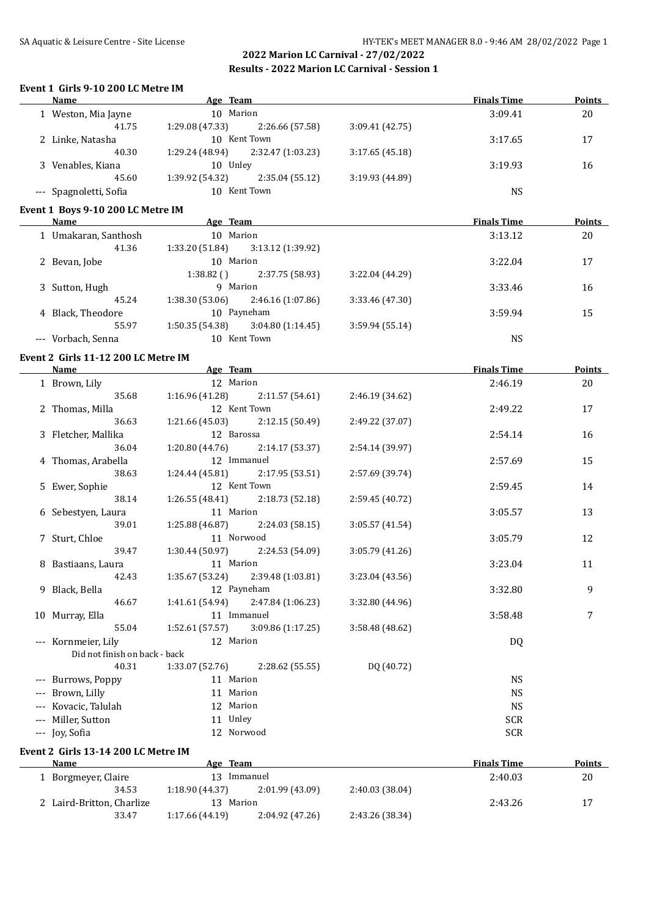# 2022 Marion LC Carnival - 27/02/2022

## Results - 2022 Marion LC Carnival - Session 1

### Event 1 Girls 9-10 200 LC Metre IM

| | Name | Age | Team | | | | Finals Time | Points |
|---|---|---|---|---|---|---|---|---|
| 1 | Weston, Mia Jayne | 10 | Marion | | | | 3:09.41 | 20 |
| | 41.75 | 1:29.08 (47.33) | | 2:26.66 (57.58) | 3:09.41 (42.75) | | | |
| 2 | Linke, Natasha | 10 | Kent Town | | | | 3:17.65 | 17 |
| | 40.30 | 1:29.24 (48.94) | | 2:32.47 (1:03.23) | 3:17.65 (45.18) | | | |
| 3 | Venables, Kiana | 10 | Unley | | | | 3:19.93 | 16 |
| | 45.60 | 1:39.92 (54.32) | | 2:35.04 (55.12) | 3:19.93 (44.89) | | | |
| --- | Spagnoletti, Sofia | 10 | Kent Town | | | | NS | |

### Event 1 Boys 9-10 200 LC Metre IM

| | Name | Age | Team | | | | Finals Time | Points |
|---|---|---|---|---|---|---|---|---|
| 1 | Umakaran, Santhosh | 10 | Marion | | | | 3:13.12 | 20 |
| | 41.36 | 1:33.20 (51.84) | | 3:13.12 (1:39.92) | | | | |
| 2 | Bevan, Jobe | 10 | Marion | | | | 3:22.04 | 17 |
| | | 1:38.82 ( ) | | 2:37.75 (58.93) | 3:22.04 (44.29) | | | |
| 3 | Sutton, Hugh | 9 | Marion | | | | 3:33.46 | 16 |
| | 45.24 | 1:38.30 (53.06) | | 2:46.16 (1:07.86) | 3:33.46 (47.30) | | | |
| 4 | Black, Theodore | 10 | Payneham | | | | 3:59.94 | 15 |
| | 55.97 | 1:50.35 (54.38) | | 3:04.80 (1:14.45) | 3:59.94 (55.14) | | | |
| --- | Vorbach, Senna | 10 | Kent Town | | | | NS | |

### Event 2 Girls 11-12 200 LC Metre IM

| | Name | Age | Team | | | | Finals Time | Points |
|---|---|---|---|---|---|---|---|---|
| 1 | Brown, Lily | 12 | Marion | | | | 2:46.19 | 20 |
| | 35.68 | 1:16.96 (41.28) | | 2:11.57 (54.61) | 2:46.19 (34.62) | | | |
| 2 | Thomas, Milla | 12 | Kent Town | | | | 2:49.22 | 17 |
| | 36.63 | 1:21.66 (45.03) | | 2:12.15 (50.49) | 2:49.22 (37.07) | | | |
| 3 | Fletcher, Mallika | 12 | Barossa | | | | 2:54.14 | 16 |
| | 36.04 | 1:20.80 (44.76) | | 2:14.17 (53.37) | 2:54.14 (39.97) | | | |
| 4 | Thomas, Arabella | 12 | Immanuel | | | | 2:57.69 | 15 |
| | 38.63 | 1:24.44 (45.81) | | 2:17.95 (53.51) | 2:57.69 (39.74) | | | |
| 5 | Ewer, Sophie | 12 | Kent Town | | | | 2:59.45 | 14 |
| | 38.14 | 1:26.55 (48.41) | | 2:18.73 (52.18) | 2:59.45 (40.72) | | | |
| 6 | Sebestyen, Laura | 11 | Marion | | | | 3:05.57 | 13 |
| | 39.01 | 1:25.88 (46.87) | | 2:24.03 (58.15) | 3:05.57 (41.54) | | | |
| 7 | Sturt, Chloe | 11 | Norwood | | | | 3:05.79 | 12 |
| | 39.47 | 1:30.44 (50.97) | | 2:24.53 (54.09) | 3:05.79 (41.26) | | | |
| 8 | Bastiaans, Laura | 11 | Marion | | | | 3:23.04 | 11 |
| | 42.43 | 1:35.67 (53.24) | | 2:39.48 (1:03.81) | 3:23.04 (43.56) | | | |
| 9 | Black, Bella | 12 | Payneham | | | | 3:32.80 | 9 |
| | 46.67 | 1:41.61 (54.94) | | 2:47.84 (1:06.23) | 3:32.80 (44.96) | | | |
| 10 | Murray, Ella | 11 | Immanuel | | | | 3:58.48 | 7 |
| | 55.04 | 1:52.61 (57.57) | | 3:09.86 (1:17.25) | 3:58.48 (48.62) | | | |
| --- | Kornmeier, Lily | 12 | Marion | | | | DQ | |
| | Did not finish on back - back | | | | | | | |
| | 40.31 | 1:33.07 (52.76) | | 2:28.62 (55.55) | DQ (40.72) | | | |
| --- | Burrows, Poppy | 11 | Marion | | | | NS | |
| --- | Brown, Lilly | 11 | Marion | | | | NS | |
| --- | Kovacic, Talulah | 12 | Marion | | | | NS | |
| --- | Miller, Sutton | 11 | Unley | | | | SCR | |
| --- | Joy, Sofia | 12 | Norwood | | | | SCR | |

### Event 2 Girls 13-14 200 LC Metre IM

| | Name | Age | Team | | | | Finals Time | Points |
|---|---|---|---|---|---|---|---|---|
| 1 | Borgmeyer, Claire | 13 | Immanuel | | | | 2:40.03 | 20 |
| | 34.53 | 1:18.90 (44.37) | | 2:01.99 (43.09) | 2:40.03 (38.04) | | | |
| 2 | Laird-Britton, Charlize | 13 | Marion | | | | 2:43.26 | 17 |
| | 33.47 | 1:17.66 (44.19) | | 2:04.92 (47.26) | 2:43.26 (38.34) | | | |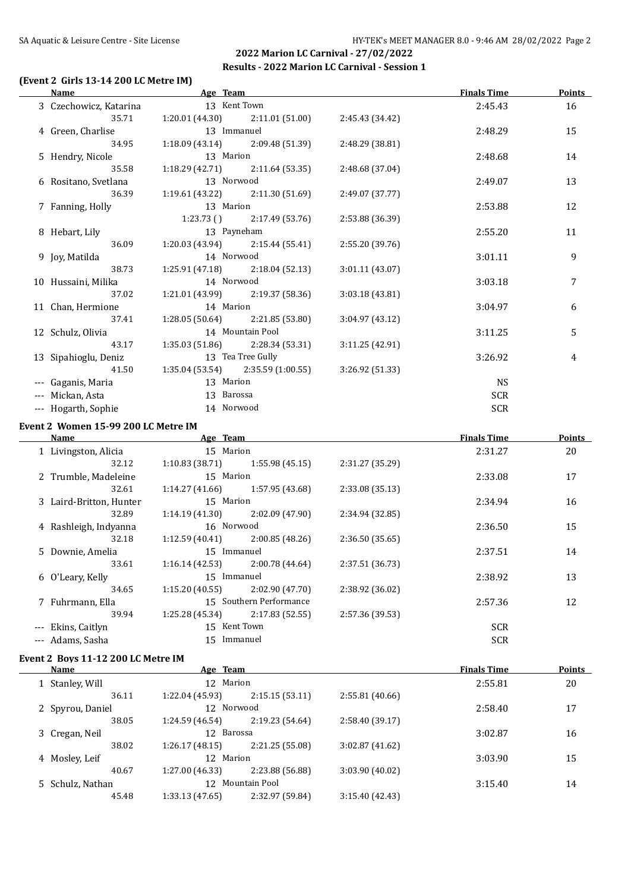## 2022 Marion LC Carnival - 27/02/2022

### Results - 2022 Marion LC Carnival - Session 1

#### (Event 2 Girls 13-14 200 LC Metre IM)

| | Name | Age | Team | Finals Time | Points |
|---|---|---|---|---|---|
| 3 | Czechowicz, Katarina | 13 | Kent Town | 2:45.43 | 16 |
| | 35.71 | 1:20.01 (44.30) | 2:11.01 (51.00) | 2:45.43 (34.42) | |
| 4 | Green, Charlise | 13 | Immanuel | 2:48.29 | 15 |
| | 34.95 | 1:18.09 (43.14) | 2:09.48 (51.39) | 2:48.29 (38.81) | |
| 5 | Hendry, Nicole | 13 | Marion | 2:48.68 | 14 |
| | 35.58 | 1:18.29 (42.71) | 2:11.64 (53.35) | 2:48.68 (37.04) | |
| 6 | Rositano, Svetlana | 13 | Norwood | 2:49.07 | 13 |
| | 36.39 | 1:19.61 (43.22) | 2:11.30 (51.69) | 2:49.07 (37.77) | |
| 7 | Fanning, Holly | 13 | Marion | 2:53.88 | 12 |
| | | 1:23.73 () | 2:17.49 (53.76) | 2:53.88 (36.39) | |
| 8 | Hebart, Lily | 13 | Payneham | 2:55.20 | 11 |
| | 36.09 | 1:20.03 (43.94) | 2:15.44 (55.41) | 2:55.20 (39.76) | |
| 9 | Joy, Matilda | 14 | Norwood | 3:01.11 | 9 |
| | 38.73 | 1:25.91 (47.18) | 2:18.04 (52.13) | 3:01.11 (43.07) | |
| 10 | Hussaini, Milika | 14 | Norwood | 3:03.18 | 7 |
| | 37.02 | 1:21.01 (43.99) | 2:19.37 (58.36) | 3:03.18 (43.81) | |
| 11 | Chan, Hermione | 14 | Marion | 3:04.97 | 6 |
| | 37.41 | 1:28.05 (50.64) | 2:21.85 (53.80) | 3:04.97 (43.12) | |
| 12 | Schulz, Olivia | 14 | Mountain Pool | 3:11.25 | 5 |
| | 43.17 | 1:35.03 (51.86) | 2:28.34 (53.31) | 3:11.25 (42.91) | |
| 13 | Sipahioglu, Deniz | 13 | Tea Tree Gully | 3:26.92 | 4 |
| | 41.50 | 1:35.04 (53.54) | 2:35.59 (1:00.55) | 3:26.92 (51.33) | |
| --- | Gaganis, Maria | 13 | Marion | NS | |
| --- | Mickan, Asta | 13 | Barossa | SCR | |
| --- | Hogarth, Sophie | 14 | Norwood | SCR | |

#### Event 2 Women 15-99 200 LC Metre IM

| | Name | Age | Team | Finals Time | Points |
|---|---|---|---|---|---|
| 1 | Livingston, Alicia | 15 | Marion | 2:31.27 | 20 |
| | 32.12 | 1:10.83 (38.71) | 1:55.98 (45.15) | 2:31.27 (35.29) | |
| 2 | Trumble, Madeleine | 15 | Marion | 2:33.08 | 17 |
| | 32.61 | 1:14.27 (41.66) | 1:57.95 (43.68) | 2:33.08 (35.13) | |
| 3 | Laird-Britton, Hunter | 15 | Marion | 2:34.94 | 16 |
| | 32.89 | 1:14.19 (41.30) | 2:02.09 (47.90) | 2:34.94 (32.85) | |
| 4 | Rashleigh, Indyanna | 16 | Norwood | 2:36.50 | 15 |
| | 32.18 | 1:12.59 (40.41) | 2:00.85 (48.26) | 2:36.50 (35.65) | |
| 5 | Downie, Amelia | 15 | Immanuel | 2:37.51 | 14 |
| | 33.61 | 1:16.14 (42.53) | 2:00.78 (44.64) | 2:37.51 (36.73) | |
| 6 | O'Leary, Kelly | 15 | Immanuel | 2:38.92 | 13 |
| | 34.65 | 1:15.20 (40.55) | 2:02.90 (47.70) | 2:38.92 (36.02) | |
| 7 | Fuhrmann, Ella | 15 | Southern Performance | 2:57.36 | 12 |
| | 39.94 | 1:25.28 (45.34) | 2:17.83 (52.55) | 2:57.36 (39.53) | |
| --- | Ekins, Caitlyn | 15 | Kent Town | SCR | |
| --- | Adams, Sasha | 15 | Immanuel | SCR | |

#### Event 2 Boys 11-12 200 LC Metre IM

| | Name | Age | Team | Finals Time | Points |
|---|---|---|---|---|---|
| 1 | Stanley, Will | 12 | Marion | 2:55.81 | 20 |
| | 36.11 | 1:22.04 (45.93) | 2:15.15 (53.11) | 2:55.81 (40.66) | |
| 2 | Spyrou, Daniel | 12 | Norwood | 2:58.40 | 17 |
| | 38.05 | 1:24.59 (46.54) | 2:19.23 (54.64) | 2:58.40 (39.17) | |
| 3 | Cregan, Neil | 12 | Barossa | 3:02.87 | 16 |
| | 38.02 | 1:26.17 (48.15) | 2:21.25 (55.08) | 3:02.87 (41.62) | |
| 4 | Mosley, Leif | 12 | Marion | 3:03.90 | 15 |
| | 40.67 | 1:27.00 (46.33) | 2:23.88 (56.88) | 3:03.90 (40.02) | |
| 5 | Schulz, Nathan | 12 | Mountain Pool | 3:15.40 | 14 |
| | 45.48 | 1:33.13 (47.65) | 2:32.97 (59.84) | 3:15.40 (42.43) | |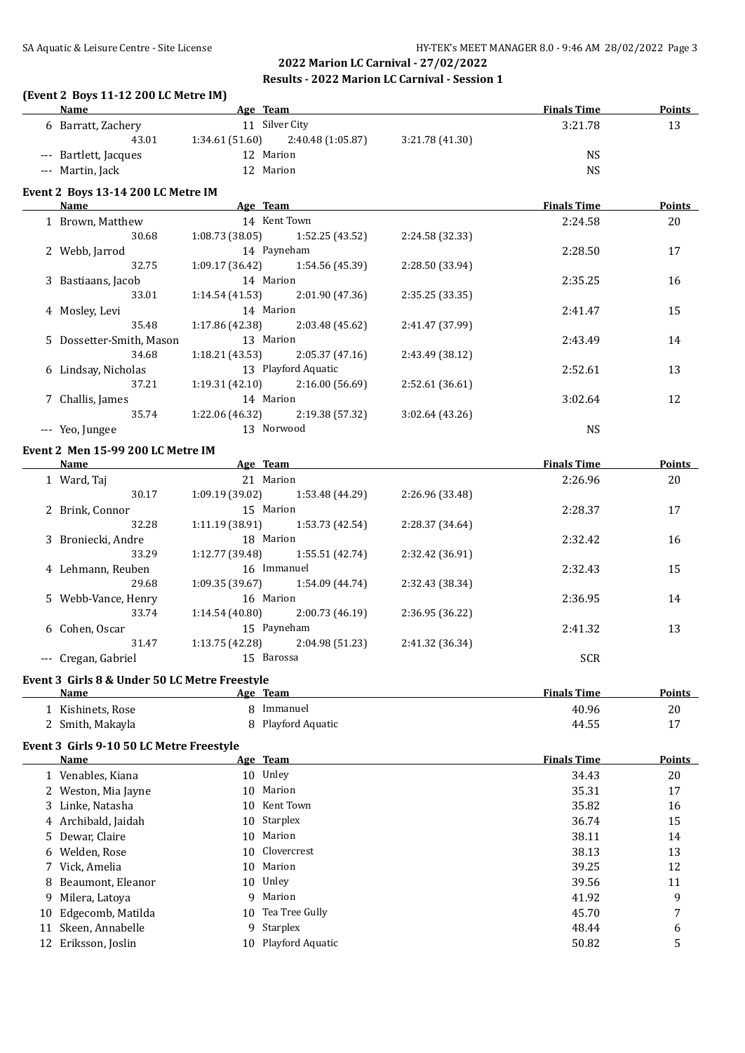## 2022 Marion LC Carnival - 27/02/2022

### Results - 2022 Marion LC Carnival - Session 1

**(Event 2 Boys 11-12 200 LC Metre IM)**

| | Name | Age | Team | | | | Finals Time | Points |
|---|---|---|---|---|---|---|---|---|
| 6 | Barratt, Zachery | 11 | Silver City | | | | 3:21.78 | 13 |
| | 43.01 | | 1:34.61 (51.60) | 2:40.48 (1:05.87) | 3:21.78 (41.30) | | | |
| --- | Bartlett, Jacques | 12 | Marion | | | | NS | |
| --- | Martin, Jack | 12 | Marion | | | | NS | |

**Event 2 Boys 13-14 200 LC Metre IM**

| | Name | Age | Team | | | | Finals Time | Points |
|---|---|---|---|---|---|---|---|---|
| 1 | Brown, Matthew | 14 | Kent Town | | | | 2:24.58 | 20 |
| | 30.68 | | 1:08.73 (38.05) | 1:52.25 (43.52) | 2:24.58 (32.33) | | | |
| 2 | Webb, Jarrod | 14 | Payneham | | | | 2:28.50 | 17 |
| | 32.75 | | 1:09.17 (36.42) | 1:54.56 (45.39) | 2:28.50 (33.94) | | | |
| 3 | Bastiaans, Jacob | 14 | Marion | | | | 2:35.25 | 16 |
| | 33.01 | | 1:14.54 (41.53) | 2:01.90 (47.36) | 2:35.25 (33.35) | | | |
| 4 | Mosley, Levi | 14 | Marion | | | | 2:41.47 | 15 |
| | 35.48 | | 1:17.86 (42.38) | 2:03.48 (45.62) | 2:41.47 (37.99) | | | |
| 5 | Dossetter-Smith, Mason | 13 | Marion | | | | 2:43.49 | 14 |
| | 34.68 | | 1:18.21 (43.53) | 2:05.37 (47.16) | 2:43.49 (38.12) | | | |
| 6 | Lindsay, Nicholas | 13 | Playford Aquatic | | | | 2:52.61 | 13 |
| | 37.21 | | 1:19.31 (42.10) | 2:16.00 (56.69) | 2:52.61 (36.61) | | | |
| 7 | Challis, James | 14 | Marion | | | | 3:02.64 | 12 |
| | 35.74 | | 1:22.06 (46.32) | 2:19.38 (57.32) | 3:02.64 (43.26) | | | |
| --- | Yeo, Jungee | 13 | Norwood | | | | NS | |

**Event 2 Men 15-99 200 LC Metre IM**

| | Name | Age | Team | | | | Finals Time | Points |
|---|---|---|---|---|---|---|---|---|
| 1 | Ward, Taj | 21 | Marion | | | | 2:26.96 | 20 |
| | 30.17 | | 1:09.19 (39.02) | 1:53.48 (44.29) | 2:26.96 (33.48) | | | |
| 2 | Brink, Connor | 15 | Marion | | | | 2:28.37 | 17 |
| | 32.28 | | 1:11.19 (38.91) | 1:53.73 (42.54) | 2:28.37 (34.64) | | | |
| 3 | Broniecki, Andre | 18 | Marion | | | | 2:32.42 | 16 |
| | 33.29 | | 1:12.77 (39.48) | 1:55.51 (42.74) | 2:32.42 (36.91) | | | |
| 4 | Lehmann, Reuben | 16 | Immanuel | | | | 2:32.43 | 15 |
| | 29.68 | | 1:09.35 (39.67) | 1:54.09 (44.74) | 2:32.43 (38.34) | | | |
| 5 | Webb-Vance, Henry | 16 | Marion | | | | 2:36.95 | 14 |
| | 33.74 | | 1:14.54 (40.80) | 2:00.73 (46.19) | 2:36.95 (36.22) | | | |
| 6 | Cohen, Oscar | 15 | Payneham | | | | 2:41.32 | 13 |
| | 31.47 | | 1:13.75 (42.28) | 2:04.98 (51.23) | 2:41.32 (36.34) | | | |
| --- | Cregan, Gabriel | 15 | Barossa | | | | SCR | |

**Event 3 Girls 8 & Under 50 LC Metre Freestyle**

| | Name | Age | Team | Finals Time | Points |
|---|---|---|---|---|---|
| 1 | Kishinets, Rose | 8 | Immanuel | 40.96 | 20 |
| 2 | Smith, Makayla | 8 | Playford Aquatic | 44.55 | 17 |

**Event 3 Girls 9-10 50 LC Metre Freestyle**

| | Name | Age | Team | Finals Time | Points |
|---|---|---|---|---|---|
| 1 | Venables, Kiana | 10 | Unley | 34.43 | 20 |
| 2 | Weston, Mia Jayne | 10 | Marion | 35.31 | 17 |
| 3 | Linke, Natasha | 10 | Kent Town | 35.82 | 16 |
| 4 | Archibald, Jaidah | 10 | Starplex | 36.74 | 15 |
| 5 | Dewar, Claire | 10 | Marion | 38.11 | 14 |
| 6 | Welden, Rose | 10 | Clovercrest | 38.13 | 13 |
| 7 | Vick, Amelia | 10 | Marion | 39.25 | 12 |
| 8 | Beaumont, Eleanor | 10 | Unley | 39.56 | 11 |
| 9 | Milera, Latoya | 9 | Marion | 41.92 | 9 |
| 10 | Edgecomb, Matilda | 10 | Tea Tree Gully | 45.70 | 7 |
| 11 | Skeen, Annabelle | 9 | Starplex | 48.44 | 6 |
| 12 | Eriksson, Joslin | 10 | Playford Aquatic | 50.82 | 5 |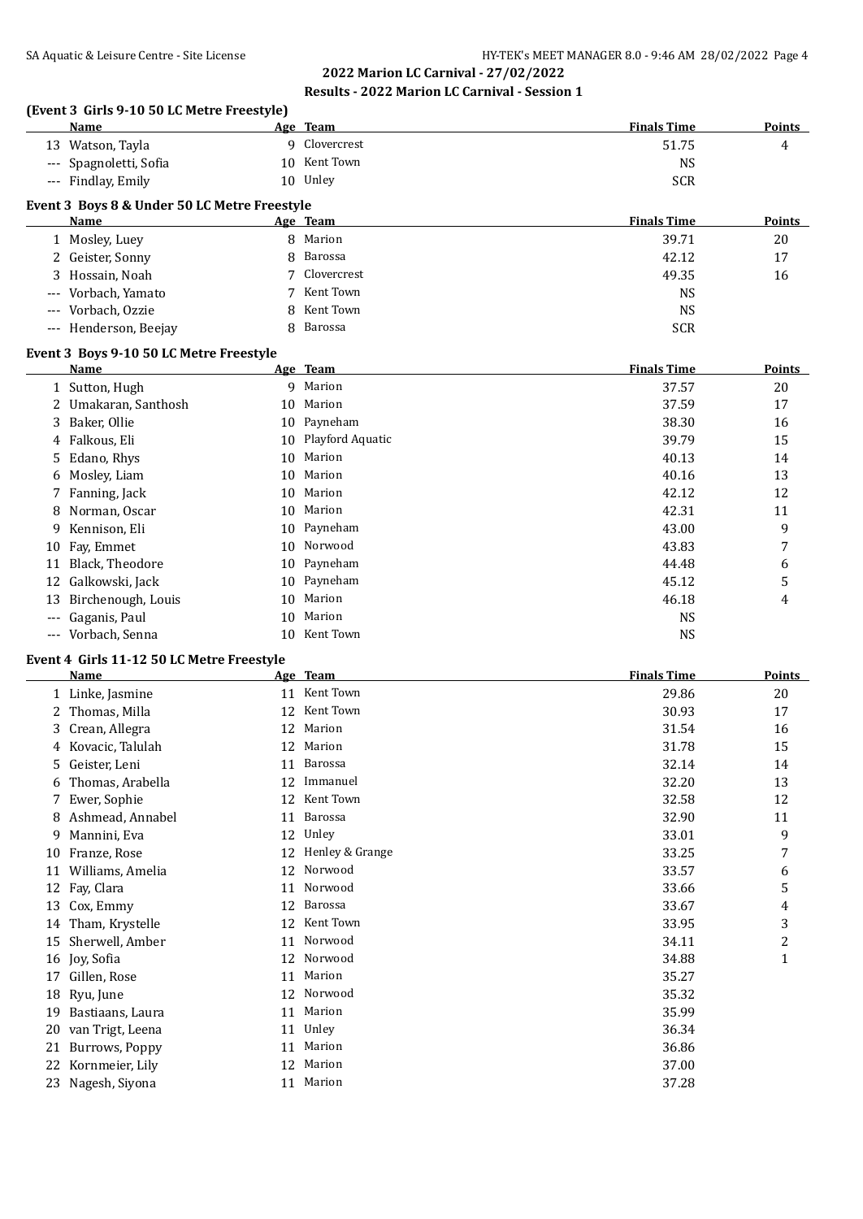## 2022 Marion LC Carnival - 27/02/2022

### Results - 2022 Marion LC Carnival - Session 1

### (Event 3 Girls 9-10 50 LC Metre Freestyle)

| | Name | Age | Team | Finals Time | Points |
|---|---|---|---|---|---|
| 13 | Watson, Tayla | 9 | Clovercrest | 51.75 | 4 |
| --- | Spagnoletti, Sofia | 10 | Kent Town | NS | |
| --- | Findlay, Emily | 10 | Unley | SCR | |

### Event 3 Boys 8 & Under 50 LC Metre Freestyle

| | Name | Age | Team | Finals Time | Points |
|---|---|---|---|---|---|
| 1 | Mosley, Luey | 8 | Marion | 39.71 | 20 |
| 2 | Geister, Sonny | 8 | Barossa | 42.12 | 17 |
| 3 | Hossain, Noah | 7 | Clovercrest | 49.35 | 16 |
| --- | Vorbach, Yamato | 7 | Kent Town | NS | |
| --- | Vorbach, Ozzie | 8 | Kent Town | NS | |
| --- | Henderson, Beejay | 8 | Barossa | SCR | |

### Event 3 Boys 9-10 50 LC Metre Freestyle

| | Name | Age | Team | Finals Time | Points |
|---|---|---|---|---|---|
| 1 | Sutton, Hugh | 9 | Marion | 37.57 | 20 |
| 2 | Umakaran, Santhosh | 10 | Marion | 37.59 | 17 |
| 3 | Baker, Ollie | 10 | Payneham | 38.30 | 16 |
| 4 | Falkous, Eli | 10 | Playford Aquatic | 39.79 | 15 |
| 5 | Edano, Rhys | 10 | Marion | 40.13 | 14 |
| 6 | Mosley, Liam | 10 | Marion | 40.16 | 13 |
| 7 | Fanning, Jack | 10 | Marion | 42.12 | 12 |
| 8 | Norman, Oscar | 10 | Marion | 42.31 | 11 |
| 9 | Kennison, Eli | 10 | Payneham | 43.00 | 9 |
| 10 | Fay, Emmet | 10 | Norwood | 43.83 | 7 |
| 11 | Black, Theodore | 10 | Payneham | 44.48 | 6 |
| 12 | Galkowski, Jack | 10 | Payneham | 45.12 | 5 |
| 13 | Birchenough, Louis | 10 | Marion | 46.18 | 4 |
| --- | Gaganis, Paul | 10 | Marion | NS | |
| --- | Vorbach, Senna | 10 | Kent Town | NS | |

### Event 4 Girls 11-12 50 LC Metre Freestyle

| | Name | Age | Team | Finals Time | Points |
|---|---|---|---|---|---|
| 1 | Linke, Jasmine | 11 | Kent Town | 29.86 | 20 |
| 2 | Thomas, Milla | 12 | Kent Town | 30.93 | 17 |
| 3 | Crean, Allegra | 12 | Marion | 31.54 | 16 |
| 4 | Kovacic, Talulah | 12 | Marion | 31.78 | 15 |
| 5 | Geister, Leni | 11 | Barossa | 32.14 | 14 |
| 6 | Thomas, Arabella | 12 | Immanuel | 32.20 | 13 |
| 7 | Ewer, Sophie | 12 | Kent Town | 32.58 | 12 |
| 8 | Ashmead, Annabel | 11 | Barossa | 32.90 | 11 |
| 9 | Mannini, Eva | 12 | Unley | 33.01 | 9 |
| 10 | Franze, Rose | 12 | Henley & Grange | 33.25 | 7 |
| 11 | Williams, Amelia | 12 | Norwood | 33.57 | 6 |
| 12 | Fay, Clara | 11 | Norwood | 33.66 | 5 |
| 13 | Cox, Emmy | 12 | Barossa | 33.67 | 4 |
| 14 | Tham, Krystelle | 12 | Kent Town | 33.95 | 3 |
| 15 | Sherwell, Amber | 11 | Norwood | 34.11 | 2 |
| 16 | Joy, Sofia | 12 | Norwood | 34.88 | 1 |
| 17 | Gillen, Rose | 11 | Marion | 35.27 | |
| 18 | Ryu, June | 12 | Norwood | 35.32 | |
| 19 | Bastiaans, Laura | 11 | Marion | 35.99 | |
| 20 | van Trigt, Leena | 11 | Unley | 36.34 | |
| 21 | Burrows, Poppy | 11 | Marion | 36.86 | |
| 22 | Kornmeier, Lily | 12 | Marion | 37.00 | |
| 23 | Nagesh, Siyona | 11 | Marion | 37.28 | |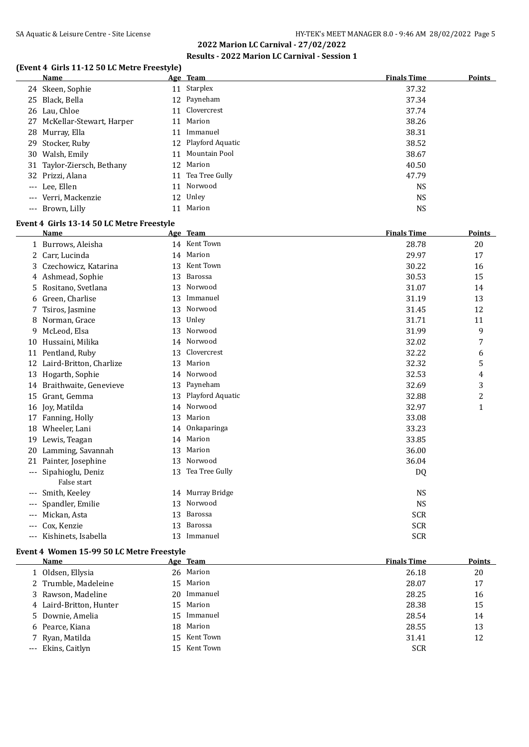## 2022 Marion LC Carnival - 27/02/2022

### Results - 2022 Marion LC Carnival - Session 1

#### (Event 4 Girls 11-12 50 LC Metre Freestyle)

| | Name | Age | Team | Finals Time | Points |
|---|---|---|---|---|---|
| 24 | Skeen, Sophie | 11 | Starplex | 37.32 | |
| 25 | Black, Bella | 12 | Payneham | 37.34 | |
| 26 | Lau, Chloe | 11 | Clovercrest | 37.74 | |
| 27 | McKellar-Stewart, Harper | 11 | Marion | 38.26 | |
| 28 | Murray, Ella | 11 | Immanuel | 38.31 | |
| 29 | Stocker, Ruby | 12 | Playford Aquatic | 38.52 | |
| 30 | Walsh, Emily | 11 | Mountain Pool | 38.67 | |
| 31 | Taylor-Ziersch, Bethany | 12 | Marion | 40.50 | |
| 32 | Prizzi, Alana | 11 | Tea Tree Gully | 47.79 | |
| --- | Lee, Ellen | 11 | Norwood | NS | |
| --- | Verri, Mackenzie | 12 | Unley | NS | |
| --- | Brown, Lilly | 11 | Marion | NS | |

#### Event 4 Girls 13-14 50 LC Metre Freestyle

| | Name | Age | Team | Finals Time | Points |
|---|---|---|---|---|---|
| 1 | Burrows, Aleisha | 14 | Kent Town | 28.78 | 20 |
| 2 | Carr, Lucinda | 14 | Marion | 29.97 | 17 |
| 3 | Czechowicz, Katarina | 13 | Kent Town | 30.22 | 16 |
| 4 | Ashmead, Sophie | 13 | Barossa | 30.53 | 15 |
| 5 | Rositano, Svetlana | 13 | Norwood | 31.07 | 14 |
| 6 | Green, Charlise | 13 | Immanuel | 31.19 | 13 |
| 7 | Tsiros, Jasmine | 13 | Norwood | 31.45 | 12 |
| 8 | Norman, Grace | 13 | Unley | 31.71 | 11 |
| 9 | McLeod, Elsa | 13 | Norwood | 31.99 | 9 |
| 10 | Hussaini, Milika | 14 | Norwood | 32.02 | 7 |
| 11 | Pentland, Ruby | 13 | Clovercrest | 32.22 | 6 |
| 12 | Laird-Britton, Charlize | 13 | Marion | 32.32 | 5 |
| 13 | Hogarth, Sophie | 14 | Norwood | 32.53 | 4 |
| 14 | Braithwaite, Genevieve | 13 | Payneham | 32.69 | 3 |
| 15 | Grant, Gemma | 13 | Playford Aquatic | 32.88 | 2 |
| 16 | Joy, Matilda | 14 | Norwood | 32.97 | 1 |
| 17 | Fanning, Holly | 13 | Marion | 33.08 | |
| 18 | Wheeler, Lani | 14 | Onkaparinga | 33.23 | |
| 19 | Lewis, Teagan | 14 | Marion | 33.85 | |
| 20 | Lamming, Savannah | 13 | Marion | 36.00 | |
| 21 | Painter, Josephine | 13 | Norwood | 36.04 | |
| --- | Sipahioglu, Deniz<br>False start | 13 | Tea Tree Gully | DQ | |
| --- | Smith, Keeley | 14 | Murray Bridge | NS | |
| --- | Spandler, Emilie | 13 | Norwood | NS | |
| --- | Mickan, Asta | 13 | Barossa | SCR | |
| --- | Cox, Kenzie | 13 | Barossa | SCR | |
| --- | Kishinets, Isabella | 13 | Immanuel | SCR | |

#### Event 4 Women 15-99 50 LC Metre Freestyle

| | Name | Age | Team | Finals Time | Points |
|---|---|---|---|---|---|
| 1 | Oldsen, Ellysia | 26 | Marion | 26.18 | 20 |
| 2 | Trumble, Madeleine | 15 | Marion | 28.07 | 17 |
| 3 | Rawson, Madeline | 20 | Immanuel | 28.25 | 16 |
| 4 | Laird-Britton, Hunter | 15 | Marion | 28.38 | 15 |
| 5 | Downie, Amelia | 15 | Immanuel | 28.54 | 14 |
| 6 | Pearce, Kiana | 18 | Marion | 28.55 | 13 |
| 7 | Ryan, Matilda | 15 | Kent Town | 31.41 | 12 |
| --- | Ekins, Caitlyn | 15 | Kent Town | SCR | |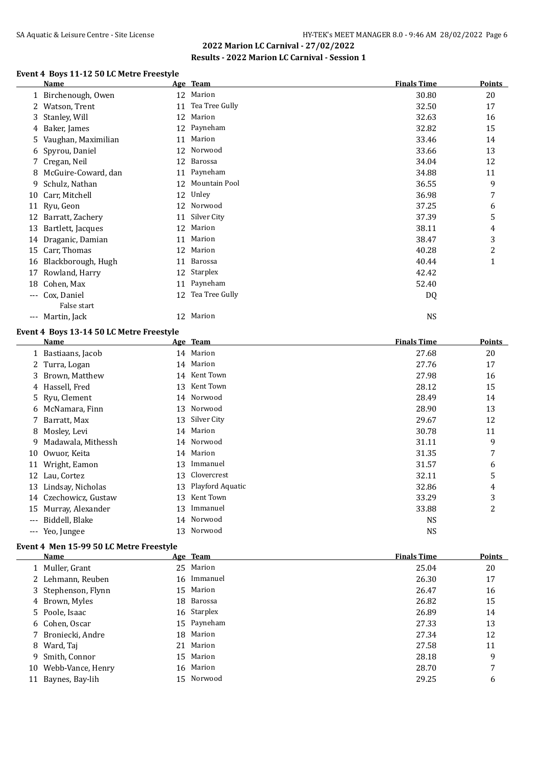## 2022 Marion LC Carnival - 27/02/2022

### Results - 2022 Marion LC Carnival - Session 1

#### Event 4 Boys 11-12 50 LC Metre Freestyle

| | Name | Age | Team | Finals Time | Points |
|---|---|---|---|---|---|
| 1 | Birchenough, Owen | 12 | Marion | 30.80 | 20 |
| 2 | Watson, Trent | 11 | Tea Tree Gully | 32.50 | 17 |
| 3 | Stanley, Will | 12 | Marion | 32.63 | 16 |
| 4 | Baker, James | 12 | Payneham | 32.82 | 15 |
| 5 | Vaughan, Maximilian | 11 | Marion | 33.46 | 14 |
| 6 | Spyrou, Daniel | 12 | Norwood | 33.66 | 13 |
| 7 | Cregan, Neil | 12 | Barossa | 34.04 | 12 |
| 8 | McGuire-Coward, dan | 11 | Payneham | 34.88 | 11 |
| 9 | Schulz, Nathan | 12 | Mountain Pool | 36.55 | 9 |
| 10 | Carr, Mitchell | 12 | Unley | 36.98 | 7 |
| 11 | Ryu, Geon | 12 | Norwood | 37.25 | 6 |
| 12 | Barratt, Zachery | 11 | Silver City | 37.39 | 5 |
| 13 | Bartlett, Jacques | 12 | Marion | 38.11 | 4 |
| 14 | Draganic, Damian | 11 | Marion | 38.47 | 3 |
| 15 | Carr, Thomas | 12 | Marion | 40.28 | 2 |
| 16 | Blackborough, Hugh | 11 | Barossa | 40.44 | 1 |
| 17 | Rowland, Harry | 12 | Starplex | 42.42 | |
| 18 | Cohen, Max | 11 | Payneham | 52.40 | |
| --- | Cox, Daniel<br>False start | 12 | Tea Tree Gully | DQ | |
| --- | Martin, Jack | 12 | Marion | NS | |

#### Event 4 Boys 13-14 50 LC Metre Freestyle

| | Name | Age | Team | Finals Time | Points |
|---|---|---|---|---|---|
| 1 | Bastiaans, Jacob | 14 | Marion | 27.68 | 20 |
| 2 | Turra, Logan | 14 | Marion | 27.76 | 17 |
| 3 | Brown, Matthew | 14 | Kent Town | 27.98 | 16 |
| 4 | Hassell, Fred | 13 | Kent Town | 28.12 | 15 |
| 5 | Ryu, Clement | 14 | Norwood | 28.49 | 14 |
| 6 | McNamara, Finn | 13 | Norwood | 28.90 | 13 |
| 7 | Barratt, Max | 13 | Silver City | 29.67 | 12 |
| 8 | Mosley, Levi | 14 | Marion | 30.78 | 11 |
| 9 | Madawala, Mithessh | 14 | Norwood | 31.11 | 9 |
| 10 | Owuor, Keita | 14 | Marion | 31.35 | 7 |
| 11 | Wright, Eamon | 13 | Immanuel | 31.57 | 6 |
| 12 | Lau, Cortez | 13 | Clovercrest | 32.11 | 5 |
| 13 | Lindsay, Nicholas | 13 | Playford Aquatic | 32.86 | 4 |
| 14 | Czechowicz, Gustaw | 13 | Kent Town | 33.29 | 3 |
| 15 | Murray, Alexander | 13 | Immanuel | 33.88 | 2 |
| --- | Biddell, Blake | 14 | Norwood | NS | |
| --- | Yeo, Jungee | 13 | Norwood | NS | |

#### Event 4 Men 15-99 50 LC Metre Freestyle

| | Name | Age | Team | Finals Time | Points |
|---|---|---|---|---|---|
| 1 | Muller, Grant | 25 | Marion | 25.04 | 20 |
| 2 | Lehmann, Reuben | 16 | Immanuel | 26.30 | 17 |
| 3 | Stephenson, Flynn | 15 | Marion | 26.47 | 16 |
| 4 | Brown, Myles | 18 | Barossa | 26.82 | 15 |
| 5 | Poole, Isaac | 16 | Starplex | 26.89 | 14 |
| 6 | Cohen, Oscar | 15 | Payneham | 27.33 | 13 |
| 7 | Broniecki, Andre | 18 | Marion | 27.34 | 12 |
| 8 | Ward, Taj | 21 | Marion | 27.58 | 11 |
| 9 | Smith, Connor | 15 | Marion | 28.18 | 9 |
| 10 | Webb-Vance, Henry | 16 | Marion | 28.70 | 7 |
| 11 | Baynes, Bay-lih | 15 | Norwood | 29.25 | 6 |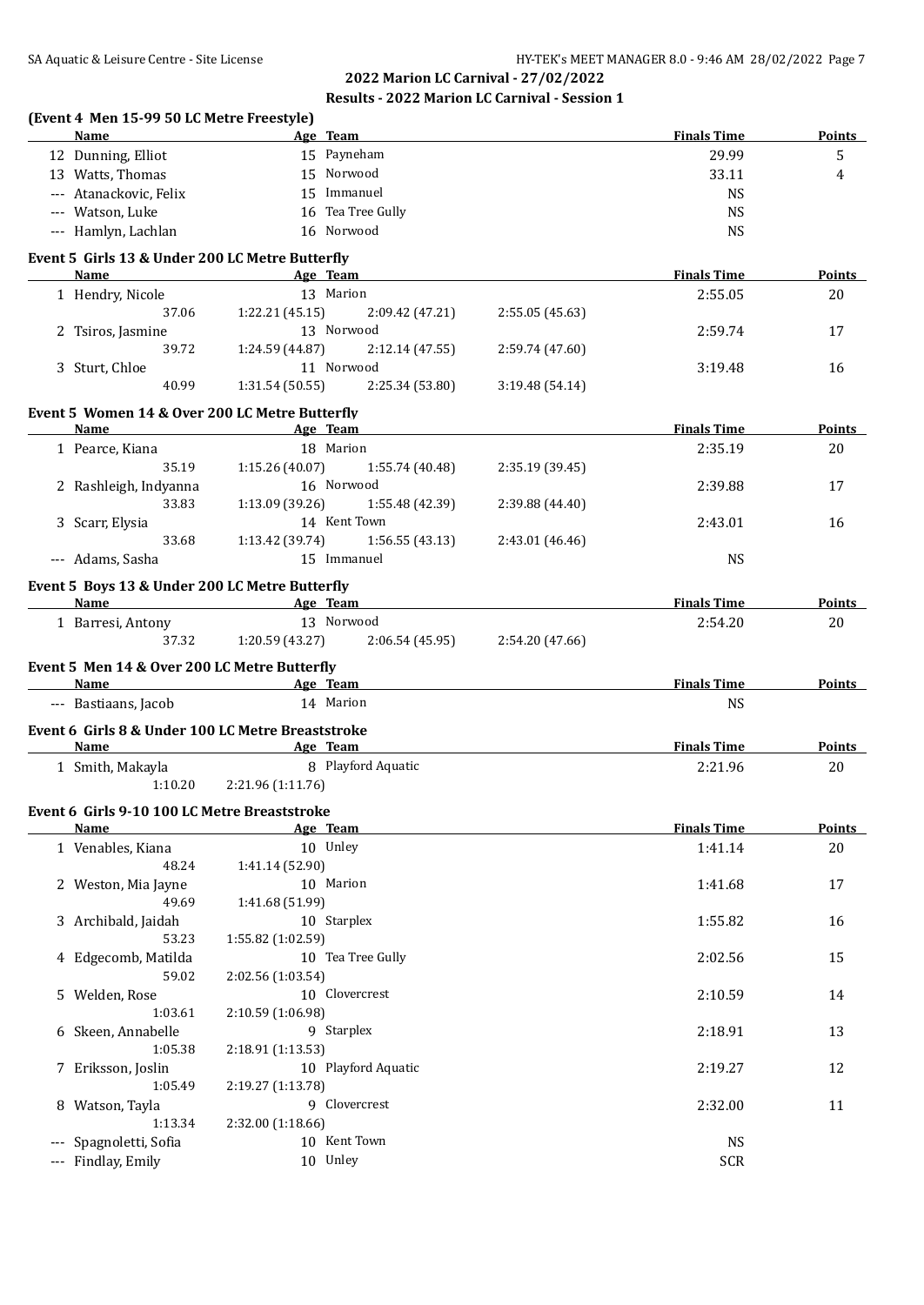## 2022 Marion LC Carnival - 27/02/2022

### Results - 2022 Marion LC Carnival - Session 1

**(Event 4 Men 15-99 50 LC Metre Freestyle)**

| | Name | Age | Team | Finals Time | Points |
|---|---|---|---|---|---|
| 12 | Dunning, Elliot | 15 | Payneham | 29.99 | 5 |
| 13 | Watts, Thomas | 15 | Norwood | 33.11 | 4 |
| --- | Atanackovic, Felix | 15 | Immanuel | NS | |
| --- | Watson, Luke | 16 | Tea Tree Gully | NS | |
| --- | Hamlyn, Lachlan | 16 | Norwood | NS | |

**Event 5 Girls 13 & Under 200 LC Metre Butterfly**

| | Name | Age | Team | | Finals Time | Points |
|---|---|---|---|---|---|---|
| 1 | Hendry, Nicole | 13 | Marion | | 2:55.05 | 20 |
| | 37.06 | 1:22.21 (45.15) | 2:09.42 (47.21) | 2:55.05 (45.63) | | |
| 2 | Tsiros, Jasmine | 13 | Norwood | | 2:59.74 | 17 |
| | 39.72 | 1:24.59 (44.87) | 2:12.14 (47.55) | 2:59.74 (47.60) | | |
| 3 | Sturt, Chloe | 11 | Norwood | | 3:19.48 | 16 |
| | 40.99 | 1:31.54 (50.55) | 2:25.34 (53.80) | 3:19.48 (54.14) | | |

**Event 5 Women 14 & Over 200 LC Metre Butterfly**

| | Name | Age | Team | | Finals Time | Points |
|---|---|---|---|---|---|---|
| 1 | Pearce, Kiana | 18 | Marion | | 2:35.19 | 20 |
| | 35.19 | 1:15.26 (40.07) | 1:55.74 (40.48) | 2:35.19 (39.45) | | |
| 2 | Rashleigh, Indyanna | 16 | Norwood | | 2:39.88 | 17 |
| | 33.83 | 1:13.09 (39.26) | 1:55.48 (42.39) | 2:39.88 (44.40) | | |
| 3 | Scarr, Elysia | 14 | Kent Town | | 2:43.01 | 16 |
| | 33.68 | 1:13.42 (39.74) | 1:56.55 (43.13) | 2:43.01 (46.46) | | |
| --- | Adams, Sasha | 15 | Immanuel | | NS | |

**Event 5 Boys 13 & Under 200 LC Metre Butterfly**

| | Name | Age | Team | | Finals Time | Points |
|---|---|---|---|---|---|---|
| 1 | Barresi, Antony | 13 | Norwood | | 2:54.20 | 20 |
| | 37.32 | 1:20.59 (43.27) | 2:06.54 (45.95) | 2:54.20 (47.66) | | |

**Event 5 Men 14 & Over 200 LC Metre Butterfly**

| | Name | Age | Team | Finals Time | Points |
|---|---|---|---|---|---|
| --- | Bastiaans, Jacob | 14 | Marion | NS | |

**Event 6 Girls 8 & Under 100 LC Metre Breaststroke**

| | Name | Age | Team | Finals Time | Points |
|---|---|---|---|---|---|
| 1 | Smith, Makayla | 8 | Playford Aquatic | 2:21.96 | 20 |
| | 1:10.20 | 2:21.96 (1:11.76) | | | |

**Event 6 Girls 9-10 100 LC Metre Breaststroke**

| | Name | Age | Team | Finals Time | Points |
|---|---|---|---|---|---|
| 1 | Venables, Kiana | 10 | Unley | 1:41.14 | 20 |
| | 48.24 | 1:41.14 (52.90) | | | |
| 2 | Weston, Mia Jayne | 10 | Marion | 1:41.68 | 17 |
| | 49.69 | 1:41.68 (51.99) | | | |
| 3 | Archibald, Jaidah | 10 | Starplex | 1:55.82 | 16 |
| | 53.23 | 1:55.82 (1:02.59) | | | |
| 4 | Edgecomb, Matilda | 10 | Tea Tree Gully | 2:02.56 | 15 |
| | 59.02 | 2:02.56 (1:03.54) | | | |
| 5 | Welden, Rose | 10 | Clovercrest | 2:10.59 | 14 |
| | 1:03.61 | 2:10.59 (1:06.98) | | | |
| 6 | Skeen, Annabelle | 9 | Starplex | 2:18.91 | 13 |
| | 1:05.38 | 2:18.91 (1:13.53) | | | |
| 7 | Eriksson, Joslin | 10 | Playford Aquatic | 2:19.27 | 12 |
| | 1:05.49 | 2:19.27 (1:13.78) | | | |
| 8 | Watson, Tayla | 9 | Clovercrest | 2:32.00 | 11 |
| | 1:13.34 | 2:32.00 (1:18.66) | | | |
| --- | Spagnoletti, Sofia | 10 | Kent Town | NS | |
| --- | Findlay, Emily | 10 | Unley | SCR | |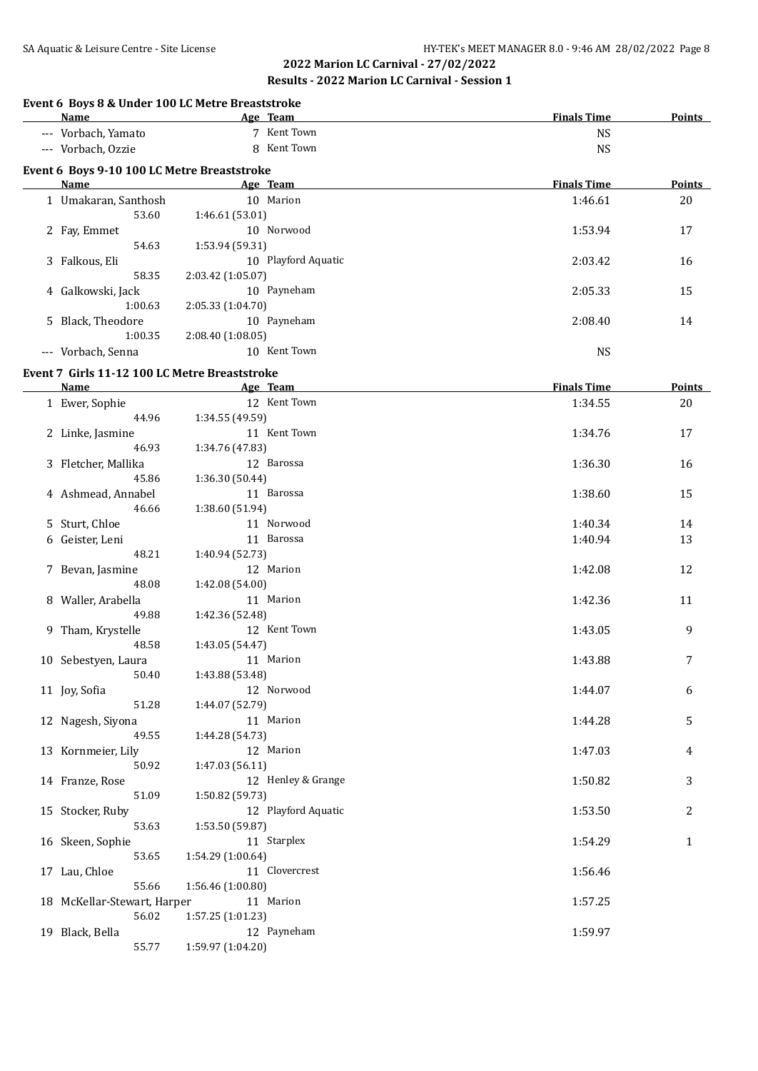## 2022 Marion LC Carnival - 27/02/2022
### Results - 2022 Marion LC Carnival - Session 1

### Event 6 Boys 8 & Under 100 LC Metre Breaststroke

| | Name | Age | Team | Finals Time | Points |
|---|---|---|---|---|---|
| --- | Vorbach, Yamato | 7 | Kent Town | NS | |
| --- | Vorbach, Ozzie | 8 | Kent Town | NS | |

### Event 6 Boys 9-10 100 LC Metre Breaststroke

| | Name | Age | Team | Finals Time | Points |
|---|---|---|---|---|---|
| 1 | Umakaran, Santhosh | 10 | Marion | 1:46.61 | 20 |
| | 53.60 | 1:46.61 (53.01) | | | |
| 2 | Fay, Emmet | 10 | Norwood | 1:53.94 | 17 |
| | 54.63 | 1:53.94 (59.31) | | | |
| 3 | Falkous, Eli | 10 | Playford Aquatic | 2:03.42 | 16 |
| | 58.35 | 2:03.42 (1:05.07) | | | |
| 4 | Galkowski, Jack | 10 | Payneham | 2:05.33 | 15 |
| | 1:00.63 | 2:05.33 (1:04.70) | | | |
| 5 | Black, Theodore | 10 | Payneham | 2:08.40 | 14 |
| | 1:00.35 | 2:08.40 (1:08.05) | | | |
| --- | Vorbach, Senna | 10 | Kent Town | NS | |

### Event 7 Girls 11-12 100 LC Metre Breaststroke

| | Name | Age | Team | Finals Time | Points |
|---|---|---|---|---|---|
| 1 | Ewer, Sophie | 12 | Kent Town | 1:34.55 | 20 |
| | 44.96 | 1:34.55 (49.59) | | | |
| 2 | Linke, Jasmine | 11 | Kent Town | 1:34.76 | 17 |
| | 46.93 | 1:34.76 (47.83) | | | |
| 3 | Fletcher, Mallika | 12 | Barossa | 1:36.30 | 16 |
| | 45.86 | 1:36.30 (50.44) | | | |
| 4 | Ashmead, Annabel | 11 | Barossa | 1:38.60 | 15 |
| | 46.66 | 1:38.60 (51.94) | | | |
| 5 | Sturt, Chloe | 11 | Norwood | 1:40.34 | 14 |
| 6 | Geister, Leni | 11 | Barossa | 1:40.94 | 13 |
| | 48.21 | 1:40.94 (52.73) | | | |
| 7 | Bevan, Jasmine | 12 | Marion | 1:42.08 | 12 |
| | 48.08 | 1:42.08 (54.00) | | | |
| 8 | Waller, Arabella | 11 | Marion | 1:42.36 | 11 |
| | 49.88 | 1:42.36 (52.48) | | | |
| 9 | Tham, Krystelle | 12 | Kent Town | 1:43.05 | 9 |
| | 48.58 | 1:43.05 (54.47) | | | |
| 10 | Sebestyen, Laura | 11 | Marion | 1:43.88 | 7 |
| | 50.40 | 1:43.88 (53.48) | | | |
| 11 | Joy, Sofia | 12 | Norwood | 1:44.07 | 6 |
| | 51.28 | 1:44.07 (52.79) | | | |
| 12 | Nagesh, Siyona | 11 | Marion | 1:44.28 | 5 |
| | 49.55 | 1:44.28 (54.73) | | | |
| 13 | Kornmeier, Lily | 12 | Marion | 1:47.03 | 4 |
| | 50.92 | 1:47.03 (56.11) | | | |
| 14 | Franze, Rose | 12 | Henley & Grange | 1:50.82 | 3 |
| | 51.09 | 1:50.82 (59.73) | | | |
| 15 | Stocker, Ruby | 12 | Playford Aquatic | 1:53.50 | 2 |
| | 53.63 | 1:53.50 (59.87) | | | |
| 16 | Skeen, Sophie | 11 | Starplex | 1:54.29 | 1 |
| | 53.65 | 1:54.29 (1:00.64) | | | |
| 17 | Lau, Chloe | 11 | Clovercrest | 1:56.46 | |
| | 55.66 | 1:56.46 (1:00.80) | | | |
| 18 | McKellar-Stewart, Harper | 11 | Marion | 1:57.25 | |
| | 56.02 | 1:57.25 (1:01.23) | | | |
| 19 | Black, Bella | 12 | Payneham | 1:59.97 | |
| | 55.77 | 1:59.97 (1:04.20) | | | |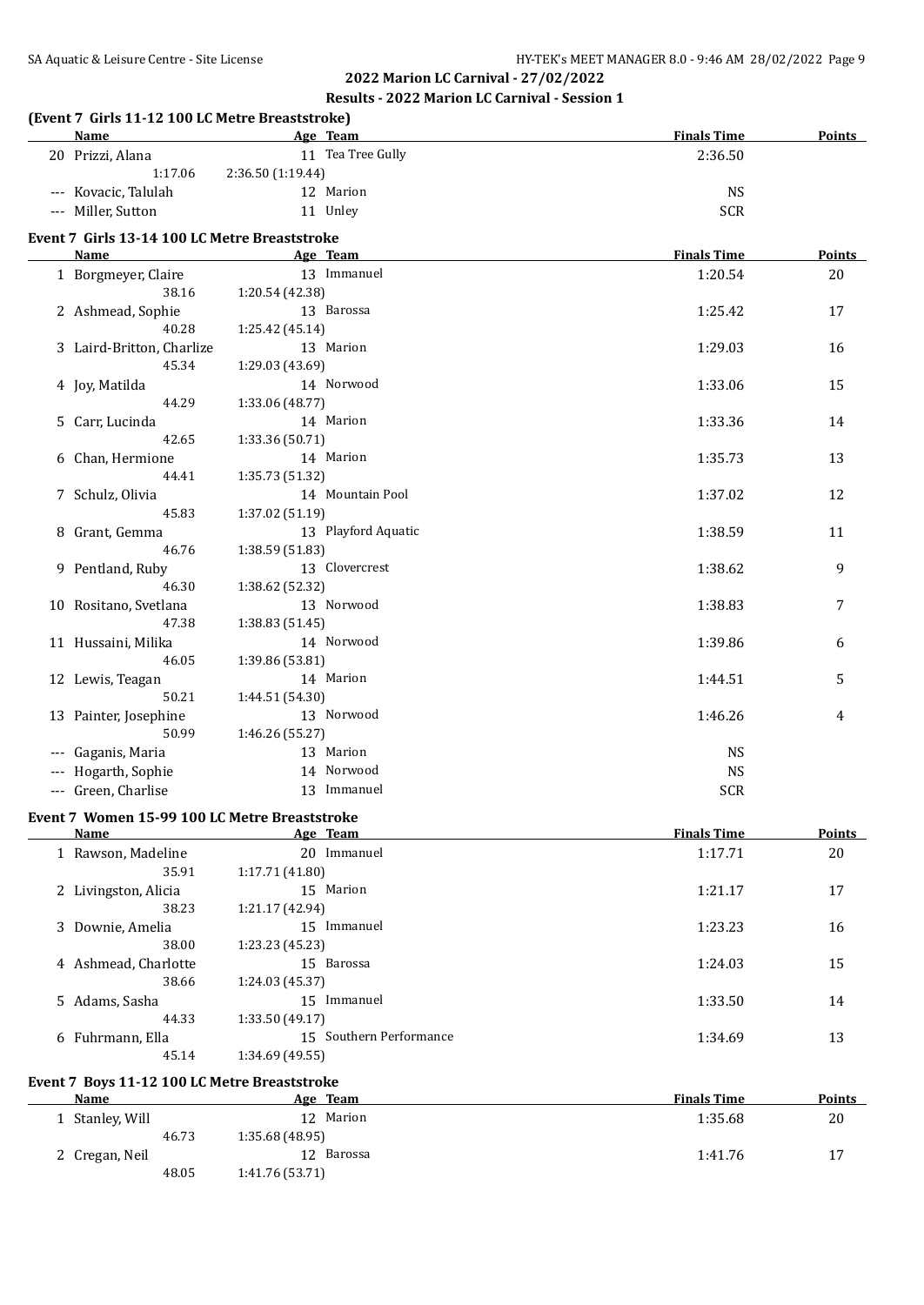## 2022 Marion LC Carnival - 27/02/2022

### Results - 2022 Marion LC Carnival - Session 1

#### (Event 7 Girls 11-12 100 LC Metre Breaststroke)

| | Name | Age | Team | Finals Time | Points |
|---|---|---|---|---|---|
| 20 | Prizzi, Alana | 11 | Tea Tree Gully | 2:36.50 | |
| | 1:17.06 | 2:36.50 (1:19.44) | | | |
| --- | Kovacic, Talulah | 12 | Marion | NS | |
| --- | Miller, Sutton | 11 | Unley | SCR | |

#### Event 7 Girls 13-14 100 LC Metre Breaststroke

| | Name | Age | Team | Finals Time | Points |
|---|---|---|---|---|---|
| 1 | Borgmeyer, Claire | 13 | Immanuel | 1:20.54 | 20 |
| | 38.16 | 1:20.54 (42.38) | | | |
| 2 | Ashmead, Sophie | 13 | Barossa | 1:25.42 | 17 |
| | 40.28 | 1:25.42 (45.14) | | | |
| 3 | Laird-Britton, Charlize | 13 | Marion | 1:29.03 | 16 |
| | 45.34 | 1:29.03 (43.69) | | | |
| 4 | Joy, Matilda | 14 | Norwood | 1:33.06 | 15 |
| | 44.29 | 1:33.06 (48.77) | | | |
| 5 | Carr, Lucinda | 14 | Marion | 1:33.36 | 14 |
| | 42.65 | 1:33.36 (50.71) | | | |
| 6 | Chan, Hermione | 14 | Marion | 1:35.73 | 13 |
| | 44.41 | 1:35.73 (51.32) | | | |
| 7 | Schulz, Olivia | 14 | Mountain Pool | 1:37.02 | 12 |
| | 45.83 | 1:37.02 (51.19) | | | |
| 8 | Grant, Gemma | 13 | Playford Aquatic | 1:38.59 | 11 |
| | 46.76 | 1:38.59 (51.83) | | | |
| 9 | Pentland, Ruby | 13 | Clovercrest | 1:38.62 | 9 |
| | 46.30 | 1:38.62 (52.32) | | | |
| 10 | Rositano, Svetlana | 13 | Norwood | 1:38.83 | 7 |
| | 47.38 | 1:38.83 (51.45) | | | |
| 11 | Hussaini, Milika | 14 | Norwood | 1:39.86 | 6 |
| | 46.05 | 1:39.86 (53.81) | | | |
| 12 | Lewis, Teagan | 14 | Marion | 1:44.51 | 5 |
| | 50.21 | 1:44.51 (54.30) | | | |
| 13 | Painter, Josephine | 13 | Norwood | 1:46.26 | 4 |
| | 50.99 | 1:46.26 (55.27) | | | |
| --- | Gaganis, Maria | 13 | Marion | NS | |
| --- | Hogarth, Sophie | 14 | Norwood | NS | |
| --- | Green, Charlise | 13 | Immanuel | SCR | |

#### Event 7 Women 15-99 100 LC Metre Breaststroke

| | Name | Age | Team | Finals Time | Points |
|---|---|---|---|---|---|
| 1 | Rawson, Madeline | 20 | Immanuel | 1:17.71 | 20 |
| | 35.91 | 1:17.71 (41.80) | | | |
| 2 | Livingston, Alicia | 15 | Marion | 1:21.17 | 17 |
| | 38.23 | 1:21.17 (42.94) | | | |
| 3 | Downie, Amelia | 15 | Immanuel | 1:23.23 | 16 |
| | 38.00 | 1:23.23 (45.23) | | | |
| 4 | Ashmead, Charlotte | 15 | Barossa | 1:24.03 | 15 |
| | 38.66 | 1:24.03 (45.37) | | | |
| 5 | Adams, Sasha | 15 | Immanuel | 1:33.50 | 14 |
| | 44.33 | 1:33.50 (49.17) | | | |
| 6 | Fuhrmann, Ella | 15 | Southern Performance | 1:34.69 | 13 |
| | 45.14 | 1:34.69 (49.55) | | | |

#### Event 7 Boys 11-12 100 LC Metre Breaststroke

| | Name | Age | Team | Finals Time | Points |
|---|---|---|---|---|---|
| 1 | Stanley, Will | 12 | Marion | 1:35.68 | 20 |
| | 46.73 | 1:35.68 (48.95) | | | |
| 2 | Cregan, Neil | 12 | Barossa | 1:41.76 | 17 |
| | 48.05 | 1:41.76 (53.71) | | | |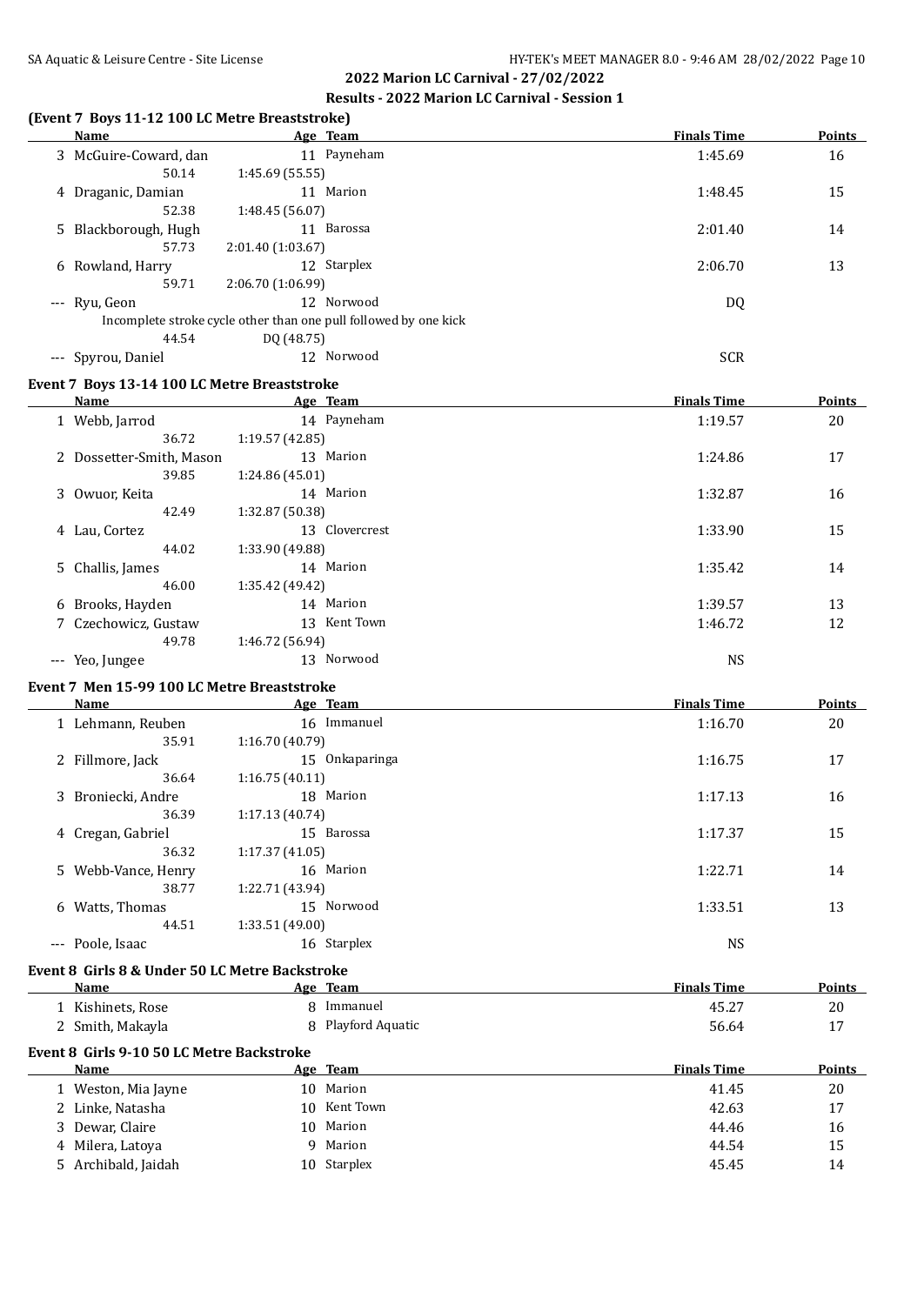## 2022 Marion LC Carnival - 27/02/2022

### Results - 2022 Marion LC Carnival - Session 1

### (Event 7 Boys 11-12 100 LC Metre Breaststroke)

| | Name | Age | Team | Finals Time | Points |
|---|---|---|---|---|---|
| 3 | McGuire-Coward, dan | 11 | Payneham | 1:45.69 | 16 |
| | 50.14 | 1:45.69 (55.55) | | | |
| 4 | Draganic, Damian | 11 | Marion | 1:48.45 | 15 |
| | 52.38 | 1:48.45 (56.07) | | | |
| 5 | Blackborough, Hugh | 11 | Barossa | 2:01.40 | 14 |
| | 57.73 | 2:01.40 (1:03.67) | | | |
| 6 | Rowland, Harry | 12 | Starplex | 2:06.70 | 13 |
| | 59.71 | 2:06.70 (1:06.99) | | | |
| --- | Ryu, Geon | 12 | Norwood | DQ | |
| | Incomplete stroke cycle other than one pull followed by one kick | | | | |
| | 44.54 | DQ (48.75) | | | |
| --- | Spyrou, Daniel | 12 | Norwood | SCR | |

### Event 7 Boys 13-14 100 LC Metre Breaststroke

| | Name | Age | Team | Finals Time | Points |
|---|---|---|---|---|---|
| 1 | Webb, Jarrod | 14 | Payneham | 1:19.57 | 20 |
| | 36.72 | 1:19.57 (42.85) | | | |
| 2 | Dossetter-Smith, Mason | 13 | Marion | 1:24.86 | 17 |
| | 39.85 | 1:24.86 (45.01) | | | |
| 3 | Owuor, Keita | 14 | Marion | 1:32.87 | 16 |
| | 42.49 | 1:32.87 (50.38) | | | |
| 4 | Lau, Cortez | 13 | Clovercrest | 1:33.90 | 15 |
| | 44.02 | 1:33.90 (49.88) | | | |
| 5 | Challis, James | 14 | Marion | 1:35.42 | 14 |
| | 46.00 | 1:35.42 (49.42) | | | |
| 6 | Brooks, Hayden | 14 | Marion | 1:39.57 | 13 |
| 7 | Czechowicz, Gustaw | 13 | Kent Town | 1:46.72 | 12 |
| | 49.78 | 1:46.72 (56.94) | | | |
| --- | Yeo, Jungee | 13 | Norwood | NS | |

### Event 7 Men 15-99 100 LC Metre Breaststroke

| | Name | Age | Team | Finals Time | Points |
|---|---|---|---|---|---|
| 1 | Lehmann, Reuben | 16 | Immanuel | 1:16.70 | 20 |
| | 35.91 | 1:16.70 (40.79) | | | |
| 2 | Fillmore, Jack | 15 | Onkaparinga | 1:16.75 | 17 |
| | 36.64 | 1:16.75 (40.11) | | | |
| 3 | Broniecki, Andre | 18 | Marion | 1:17.13 | 16 |
| | 36.39 | 1:17.13 (40.74) | | | |
| 4 | Cregan, Gabriel | 15 | Barossa | 1:17.37 | 15 |
| | 36.32 | 1:17.37 (41.05) | | | |
| 5 | Webb-Vance, Henry | 16 | Marion | 1:22.71 | 14 |
| | 38.77 | 1:22.71 (43.94) | | | |
| 6 | Watts, Thomas | 15 | Norwood | 1:33.51 | 13 |
| | 44.51 | 1:33.51 (49.00) | | | |
| --- | Poole, Isaac | 16 | Starplex | NS | |

### Event 8 Girls 8 & Under 50 LC Metre Backstroke

| | Name | Age | Team | Finals Time | Points |
|---|---|---|---|---|---|
| 1 | Kishinets, Rose | 8 | Immanuel | 45.27 | 20 |
| 2 | Smith, Makayla | 8 | Playford Aquatic | 56.64 | 17 |

### Event 8 Girls 9-10 50 LC Metre Backstroke

| | Name | Age | Team | Finals Time | Points |
|---|---|---|---|---|---|
| 1 | Weston, Mia Jayne | 10 | Marion | 41.45 | 20 |
| 2 | Linke, Natasha | 10 | Kent Town | 42.63 | 17 |
| 3 | Dewar, Claire | 10 | Marion | 44.46 | 16 |
| 4 | Milera, Latoya | 9 | Marion | 44.54 | 15 |
| 5 | Archibald, Jaidah | 10 | Starplex | 45.45 | 14 |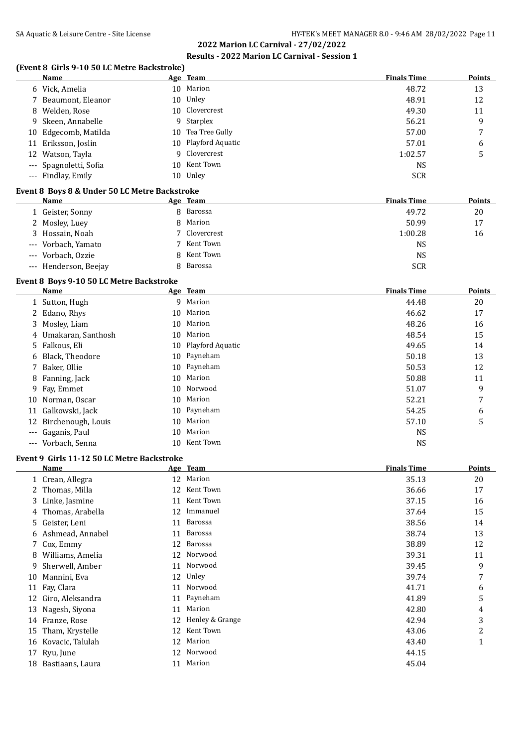## 2022 Marion LC Carnival - 27/02/2022

### Results - 2022 Marion LC Carnival - Session 1

#### (Event 8 Girls 9-10 50 LC Metre Backstroke)

| | Name | Age | Team | Finals Time | Points |
|---|---|---|---|---|---|
| 6 | Vick, Amelia | 10 | Marion | 48.72 | 13 |
| 7 | Beaumont, Eleanor | 10 | Unley | 48.91 | 12 |
| 8 | Welden, Rose | 10 | Clovercrest | 49.30 | 11 |
| 9 | Skeen, Annabelle | 9 | Starplex | 56.21 | 9 |
| 10 | Edgecomb, Matilda | 10 | Tea Tree Gully | 57.00 | 7 |
| 11 | Eriksson, Joslin | 10 | Playford Aquatic | 57.01 | 6 |
| 12 | Watson, Tayla | 9 | Clovercrest | 1:02.57 | 5 |
| --- | Spagnoletti, Sofia | 10 | Kent Town | NS | |
| --- | Findlay, Emily | 10 | Unley | SCR | |

#### Event 8 Boys 8 & Under 50 LC Metre Backstroke

| | Name | Age | Team | Finals Time | Points |
|---|---|---|---|---|---|
| 1 | Geister, Sonny | 8 | Barossa | 49.72 | 20 |
| 2 | Mosley, Luey | 8 | Marion | 50.99 | 17 |
| 3 | Hossain, Noah | 7 | Clovercrest | 1:00.28 | 16 |
| --- | Vorbach, Yamato | 7 | Kent Town | NS | |
| --- | Vorbach, Ozzie | 8 | Kent Town | NS | |
| --- | Henderson, Beejay | 8 | Barossa | SCR | |

#### Event 8 Boys 9-10 50 LC Metre Backstroke

| | Name | Age | Team | Finals Time | Points |
|---|---|---|---|---|---|
| 1 | Sutton, Hugh | 9 | Marion | 44.48 | 20 |
| 2 | Edano, Rhys | 10 | Marion | 46.62 | 17 |
| 3 | Mosley, Liam | 10 | Marion | 48.26 | 16 |
| 4 | Umakaran, Santhosh | 10 | Marion | 48.54 | 15 |
| 5 | Falkous, Eli | 10 | Playford Aquatic | 49.65 | 14 |
| 6 | Black, Theodore | 10 | Payneham | 50.18 | 13 |
| 7 | Baker, Ollie | 10 | Payneham | 50.53 | 12 |
| 8 | Fanning, Jack | 10 | Marion | 50.88 | 11 |
| 9 | Fay, Emmet | 10 | Norwood | 51.07 | 9 |
| 10 | Norman, Oscar | 10 | Marion | 52.21 | 7 |
| 11 | Galkowski, Jack | 10 | Payneham | 54.25 | 6 |
| 12 | Birchenough, Louis | 10 | Marion | 57.10 | 5 |
| --- | Gaganis, Paul | 10 | Marion | NS | |
| --- | Vorbach, Senna | 10 | Kent Town | NS | |

#### Event 9 Girls 11-12 50 LC Metre Backstroke

| | Name | Age | Team | Finals Time | Points |
|---|---|---|---|---|---|
| 1 | Crean, Allegra | 12 | Marion | 35.13 | 20 |
| 2 | Thomas, Milla | 12 | Kent Town | 36.66 | 17 |
| 3 | Linke, Jasmine | 11 | Kent Town | 37.15 | 16 |
| 4 | Thomas, Arabella | 12 | Immanuel | 37.64 | 15 |
| 5 | Geister, Leni | 11 | Barossa | 38.56 | 14 |
| 6 | Ashmead, Annabel | 11 | Barossa | 38.74 | 13 |
| 7 | Cox, Emmy | 12 | Barossa | 38.89 | 12 |
| 8 | Williams, Amelia | 12 | Norwood | 39.31 | 11 |
| 9 | Sherwell, Amber | 11 | Norwood | 39.45 | 9 |
| 10 | Mannini, Eva | 12 | Unley | 39.74 | 7 |
| 11 | Fay, Clara | 11 | Norwood | 41.71 | 6 |
| 12 | Giro, Aleksandra | 11 | Payneham | 41.89 | 5 |
| 13 | Nagesh, Siyona | 11 | Marion | 42.80 | 4 |
| 14 | Franze, Rose | 12 | Henley & Grange | 42.94 | 3 |
| 15 | Tham, Krystelle | 12 | Kent Town | 43.06 | 2 |
| 16 | Kovacic, Talulah | 12 | Marion | 43.40 | 1 |
| 17 | Ryu, June | 12 | Norwood | 44.15 | |
| 18 | Bastiaans, Laura | 11 | Marion | 45.04 | |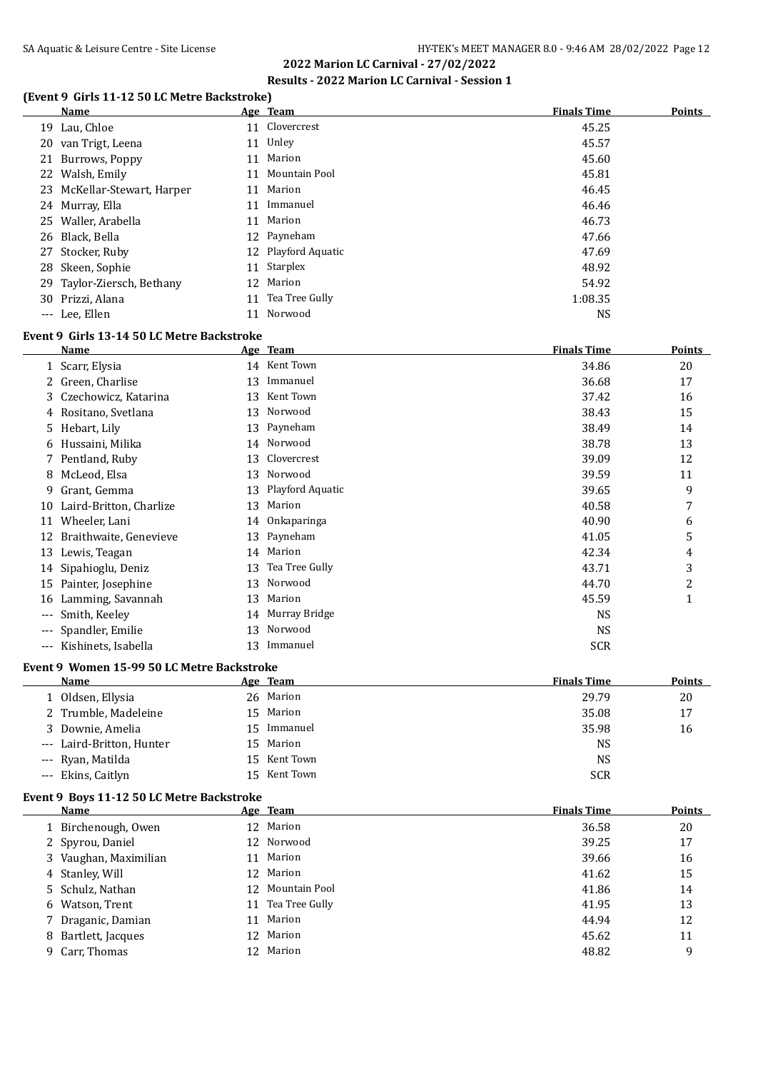## 2022 Marion LC Carnival - 27/02/2022

### Results - 2022 Marion LC Carnival - Session 1

#### (Event 9 Girls 11-12 50 LC Metre Backstroke)

| | Name | Age | Team | Finals Time | Points |
|---|---|---|---|---|---|
| 19 | Lau, Chloe | 11 | Clovercrest | 45.25 | |
| 20 | van Trigt, Leena | 11 | Unley | 45.57 | |
| 21 | Burrows, Poppy | 11 | Marion | 45.60 | |
| 22 | Walsh, Emily | 11 | Mountain Pool | 45.81 | |
| 23 | McKellar-Stewart, Harper | 11 | Marion | 46.45 | |
| 24 | Murray, Ella | 11 | Immanuel | 46.46 | |
| 25 | Waller, Arabella | 11 | Marion | 46.73 | |
| 26 | Black, Bella | 12 | Payneham | 47.66 | |
| 27 | Stocker, Ruby | 12 | Playford Aquatic | 47.69 | |
| 28 | Skeen, Sophie | 11 | Starplex | 48.92 | |
| 29 | Taylor-Ziersch, Bethany | 12 | Marion | 54.92 | |
| 30 | Prizzi, Alana | 11 | Tea Tree Gully | 1:08.35 | |
| --- | Lee, Ellen | 11 | Norwood | NS | |

#### Event 9 Girls 13-14 50 LC Metre Backstroke

| | Name | Age | Team | Finals Time | Points |
|---|---|---|---|---|---|
| 1 | Scarr, Elysia | 14 | Kent Town | 34.86 | 20 |
| 2 | Green, Charlise | 13 | Immanuel | 36.68 | 17 |
| 3 | Czechowicz, Katarina | 13 | Kent Town | 37.42 | 16 |
| 4 | Rositano, Svetlana | 13 | Norwood | 38.43 | 15 |
| 5 | Hebart, Lily | 13 | Payneham | 38.49 | 14 |
| 6 | Hussaini, Milika | 14 | Norwood | 38.78 | 13 |
| 7 | Pentland, Ruby | 13 | Clovercrest | 39.09 | 12 |
| 8 | McLeod, Elsa | 13 | Norwood | 39.59 | 11 |
| 9 | Grant, Gemma | 13 | Playford Aquatic | 39.65 | 9 |
| 10 | Laird-Britton, Charlize | 13 | Marion | 40.58 | 7 |
| 11 | Wheeler, Lani | 14 | Onkaparinga | 40.90 | 6 |
| 12 | Braithwaite, Genevieve | 13 | Payneham | 41.05 | 5 |
| 13 | Lewis, Teagan | 14 | Marion | 42.34 | 4 |
| 14 | Sipahioglu, Deniz | 13 | Tea Tree Gully | 43.71 | 3 |
| 15 | Painter, Josephine | 13 | Norwood | 44.70 | 2 |
| 16 | Lamming, Savannah | 13 | Marion | 45.59 | 1 |
| --- | Smith, Keeley | 14 | Murray Bridge | NS | |
| --- | Spandler, Emilie | 13 | Norwood | NS | |
| --- | Kishinets, Isabella | 13 | Immanuel | SCR | |

#### Event 9 Women 15-99 50 LC Metre Backstroke

| | Name | Age | Team | Finals Time | Points |
|---|---|---|---|---|---|
| 1 | Oldsen, Ellysia | 26 | Marion | 29.79 | 20 |
| 2 | Trumble, Madeleine | 15 | Marion | 35.08 | 17 |
| 3 | Downie, Amelia | 15 | Immanuel | 35.98 | 16 |
| --- | Laird-Britton, Hunter | 15 | Marion | NS | |
| --- | Ryan, Matilda | 15 | Kent Town | NS | |
| --- | Ekins, Caitlyn | 15 | Kent Town | SCR | |

#### Event 9 Boys 11-12 50 LC Metre Backstroke

| | Name | Age | Team | Finals Time | Points |
|---|---|---|---|---|---|
| 1 | Birchenough, Owen | 12 | Marion | 36.58 | 20 |
| 2 | Spyrou, Daniel | 12 | Norwood | 39.25 | 17 |
| 3 | Vaughan, Maximilian | 11 | Marion | 39.66 | 16 |
| 4 | Stanley, Will | 12 | Marion | 41.62 | 15 |
| 5 | Schulz, Nathan | 12 | Mountain Pool | 41.86 | 14 |
| 6 | Watson, Trent | 11 | Tea Tree Gully | 41.95 | 13 |
| 7 | Draganic, Damian | 11 | Marion | 44.94 | 12 |
| 8 | Bartlett, Jacques | 12 | Marion | 45.62 | 11 |
| 9 | Carr, Thomas | 12 | Marion | 48.82 | 9 |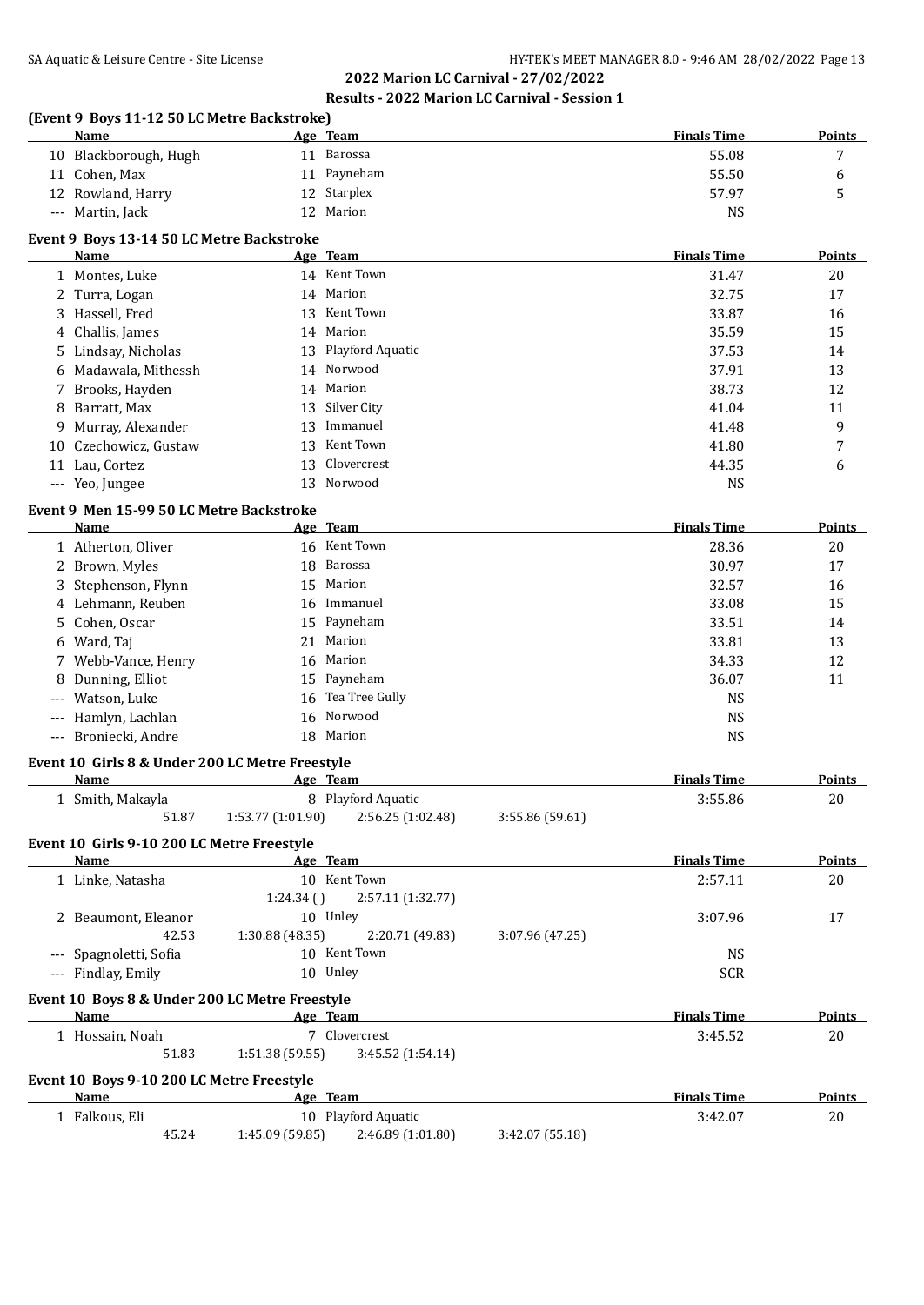## 2022 Marion LC Carnival - 27/02/2022

### Results - 2022 Marion LC Carnival - Session 1

#### (Event 9 Boys 11-12 50 LC Metre Backstroke)

| | Name | Age | Team | Finals Time | Points |
|---|---|---|---|---|---|
| 10 | Blackborough, Hugh | 11 | Barossa | 55.08 | 7 |
| 11 | Cohen, Max | 11 | Payneham | 55.50 | 6 |
| 12 | Rowland, Harry | 12 | Starplex | 57.97 | 5 |
| --- | Martin, Jack | 12 | Marion | NS | |

#### Event 9 Boys 13-14 50 LC Metre Backstroke

| | Name | Age | Team | Finals Time | Points |
|---|---|---|---|---|---|
| 1 | Montes, Luke | 14 | Kent Town | 31.47 | 20 |
| 2 | Turra, Logan | 14 | Marion | 32.75 | 17 |
| 3 | Hassell, Fred | 13 | Kent Town | 33.87 | 16 |
| 4 | Challis, James | 14 | Marion | 35.59 | 15 |
| 5 | Lindsay, Nicholas | 13 | Playford Aquatic | 37.53 | 14 |
| 6 | Madawala, Mithessh | 14 | Norwood | 37.91 | 13 |
| 7 | Brooks, Hayden | 14 | Marion | 38.73 | 12 |
| 8 | Barratt, Max | 13 | Silver City | 41.04 | 11 |
| 9 | Murray, Alexander | 13 | Immanuel | 41.48 | 9 |
| 10 | Czechowicz, Gustaw | 13 | Kent Town | 41.80 | 7 |
| 11 | Lau, Cortez | 13 | Clovercrest | 44.35 | 6 |
| --- | Yeo, Jungee | 13 | Norwood | NS | |

#### Event 9 Men 15-99 50 LC Metre Backstroke

| | Name | Age | Team | Finals Time | Points |
|---|---|---|---|---|---|
| 1 | Atherton, Oliver | 16 | Kent Town | 28.36 | 20 |
| 2 | Brown, Myles | 18 | Barossa | 30.97 | 17 |
| 3 | Stephenson, Flynn | 15 | Marion | 32.57 | 16 |
| 4 | Lehmann, Reuben | 16 | Immanuel | 33.08 | 15 |
| 5 | Cohen, Oscar | 15 | Payneham | 33.51 | 14 |
| 6 | Ward, Taj | 21 | Marion | 33.81 | 13 |
| 7 | Webb-Vance, Henry | 16 | Marion | 34.33 | 12 |
| 8 | Dunning, Elliot | 15 | Payneham | 36.07 | 11 |
| --- | Watson, Luke | 16 | Tea Tree Gully | NS | |
| --- | Hamlyn, Lachlan | 16 | Norwood | NS | |
| --- | Broniecki, Andre | 18 | Marion | NS | |

#### Event 10 Girls 8 & Under 200 LC Metre Freestyle

| | Name | Age | Team | Finals Time | Points |
|---|---|---|---|---|---|
| 1 | Smith, Makayla | 8 | Playford Aquatic | 3:55.86 | 20 |
| | 51.87 | 1:53.77 (1:01.90) | 2:56.25 (1:02.48) | 3:55.86 (59.61) | |

#### Event 10 Girls 9-10 200 LC Metre Freestyle

| | Name | Age | Team | Finals Time | Points |
|---|---|---|---|---|---|
| 1 | Linke, Natasha | 10 | Kent Town | 2:57.11 | 20 |
| | | 1:24.34 () | 2:57.11 (1:32.77) | | |
| 2 | Beaumont, Eleanor | 10 | Unley | 3:07.96 | 17 |
| | 42.53 | 1:30.88 (48.35) | 2:20.71 (49.83) | 3:07.96 (47.25) | |
| --- | Spagnoletti, Sofia | 10 | Kent Town | NS | |
| --- | Findlay, Emily | 10 | Unley | SCR | |

#### Event 10 Boys 8 & Under 200 LC Metre Freestyle

| | Name | Age | Team | Finals Time | Points |
|---|---|---|---|---|---|
| 1 | Hossain, Noah | 7 | Clovercrest | 3:45.52 | 20 |
| | 51.83 | 1:51.38 (59.55) | 3:45.52 (1:54.14) | | |

#### Event 10 Boys 9-10 200 LC Metre Freestyle

| | Name | Age | Team | Finals Time | Points |
|---|---|---|---|---|---|
| 1 | Falkous, Eli | 10 | Playford Aquatic | 3:42.07 | 20 |
| | 45.24 | 1:45.09 (59.85) | 2:46.89 (1:01.80) | 3:42.07 (55.18) | |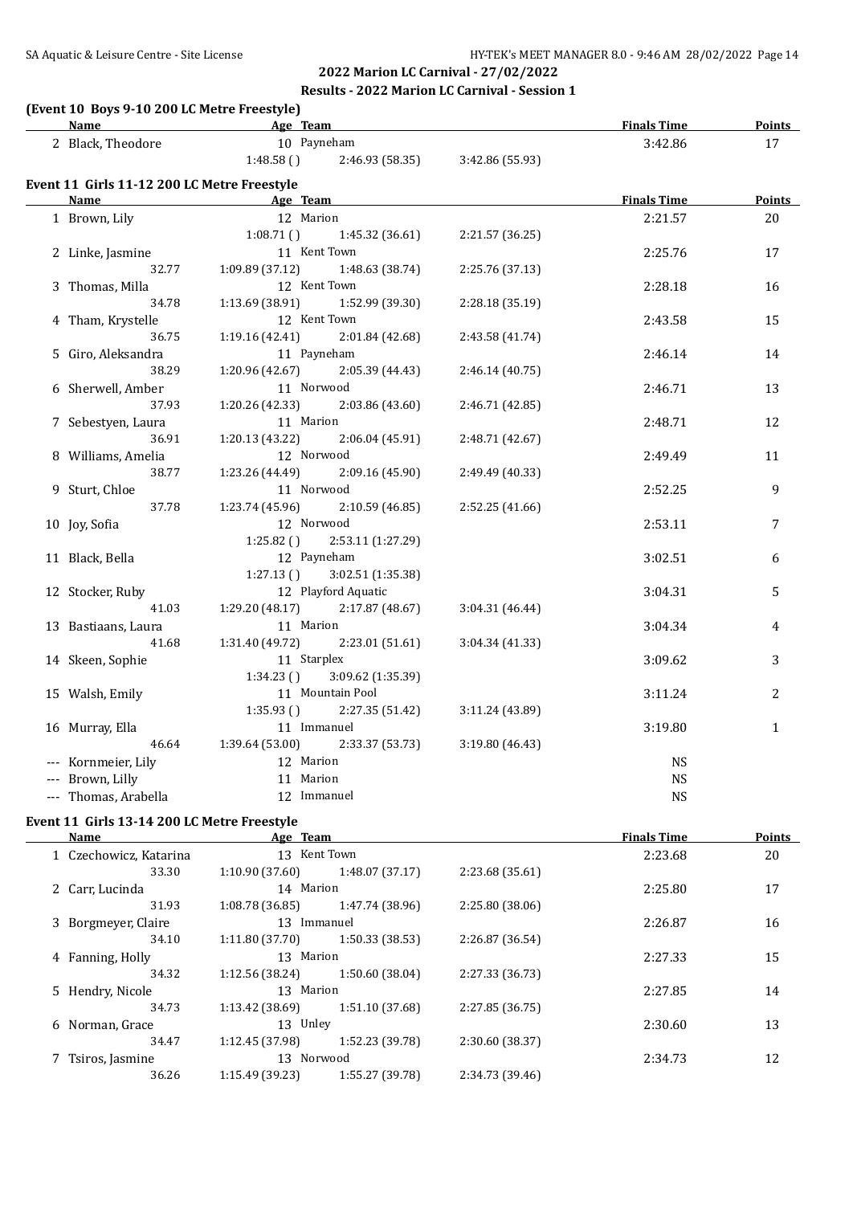## 2022 Marion LC Carnival - 27/02/2022

### Results - 2022 Marion LC Carnival - Session 1

### (Event 10 Boys 9-10 200 LC Metre Freestyle)

| Name | Age | Team | | | Finals Time | Points |
|---|---|---|---|---|---|---|
| 2 Black, Theodore | 10 | Payneham | | | 3:42.86 | 17 |
| | 1:48.58 () | 2:46.93 (58.35) | 3:42.86 (55.93) | | | |

### Event 11 Girls 11-12 200 LC Metre Freestyle

| Name | Age | Team | | | Finals Time | Points |
|---|---|---|---|---|---|---|
| 1 Brown, Lily | 12 | Marion | | | 2:21.57 | 20 |
| | 1:08.71 () | 1:45.32 (36.61) | 2:21.57 (36.25) | | | |
| 2 Linke, Jasmine | 11 | Kent Town | | | 2:25.76 | 17 |
| 32.77 | 1:09.89 (37.12) | 1:48.63 (38.74) | 2:25.76 (37.13) | | | |
| 3 Thomas, Milla | 12 | Kent Town | | | 2:28.18 | 16 |
| 34.78 | 1:13.69 (38.91) | 1:52.99 (39.30) | 2:28.18 (35.19) | | | |
| 4 Tham, Krystelle | 12 | Kent Town | | | 2:43.58 | 15 |
| 36.75 | 1:19.16 (42.41) | 2:01.84 (42.68) | 2:43.58 (41.74) | | | |
| 5 Giro, Aleksandra | 11 | Payneham | | | 2:46.14 | 14 |
| 38.29 | 1:20.96 (42.67) | 2:05.39 (44.43) | 2:46.14 (40.75) | | | |
| 6 Sherwell, Amber | 11 | Norwood | | | 2:46.71 | 13 |
| 37.93 | 1:20.26 (42.33) | 2:03.86 (43.60) | 2:46.71 (42.85) | | | |
| 7 Sebestyen, Laura | 11 | Marion | | | 2:48.71 | 12 |
| 36.91 | 1:20.13 (43.22) | 2:06.04 (45.91) | 2:48.71 (42.67) | | | |
| 8 Williams, Amelia | 12 | Norwood | | | 2:49.49 | 11 |
| 38.77 | 1:23.26 (44.49) | 2:09.16 (45.90) | 2:49.49 (40.33) | | | |
| 9 Sturt, Chloe | 11 | Norwood | | | 2:52.25 | 9 |
| 37.78 | 1:23.74 (45.96) | 2:10.59 (46.85) | 2:52.25 (41.66) | | | |
| 10 Joy, Sofia | 12 | Norwood | | | 2:53.11 | 7 |
| | 1:25.82 () | 2:53.11 (1:27.29) | | | | |
| 11 Black, Bella | 12 | Payneham | | | 3:02.51 | 6 |
| | 1:27.13 () | 3:02.51 (1:35.38) | | | | |
| 12 Stocker, Ruby | 12 | Playford Aquatic | | | 3:04.31 | 5 |
| 41.03 | 1:29.20 (48.17) | 2:17.87 (48.67) | 3:04.31 (46.44) | | | |
| 13 Bastiaans, Laura | 11 | Marion | | | 3:04.34 | 4 |
| 41.68 | 1:31.40 (49.72) | 2:23.01 (51.61) | 3:04.34 (41.33) | | | |
| 14 Skeen, Sophie | 11 | Starplex | | | 3:09.62 | 3 |
| | 1:34.23 () | 3:09.62 (1:35.39) | | | | |
| 15 Walsh, Emily | 11 | Mountain Pool | | | 3:11.24 | 2 |
| | 1:35.93 () | 2:27.35 (51.42) | 3:11.24 (43.89) | | | |
| 16 Murray, Ella | 11 | Immanuel | | | 3:19.80 | 1 |
| 46.64 | 1:39.64 (53.00) | 2:33.37 (53.73) | 3:19.80 (46.43) | | | |
| --- Kornmeier, Lily | 12 | Marion | | | NS | |
| --- Brown, Lilly | 11 | Marion | | | NS | |
| --- Thomas, Arabella | 12 | Immanuel | | | NS | |

### Event 11 Girls 13-14 200 LC Metre Freestyle

| Name | Age | Team | | | Finals Time | Points |
|---|---|---|---|---|---|---|
| 1 Czechowicz, Katarina | 13 | Kent Town | | | 2:23.68 | 20 |
| 33.30 | 1:10.90 (37.60) | 1:48.07 (37.17) | 2:23.68 (35.61) | | | |
| 2 Carr, Lucinda | 14 | Marion | | | 2:25.80 | 17 |
| 31.93 | 1:08.78 (36.85) | 1:47.74 (38.96) | 2:25.80 (38.06) | | | |
| 3 Borgmeyer, Claire | 13 | Immanuel | | | 2:26.87 | 16 |
| 34.10 | 1:11.80 (37.70) | 1:50.33 (38.53) | 2:26.87 (36.54) | | | |
| 4 Fanning, Holly | 13 | Marion | | | 2:27.33 | 15 |
| 34.32 | 1:12.56 (38.24) | 1:50.60 (38.04) | 2:27.33 (36.73) | | | |
| 5 Hendry, Nicole | 13 | Marion | | | 2:27.85 | 14 |
| 34.73 | 1:13.42 (38.69) | 1:51.10 (37.68) | 2:27.85 (36.75) | | | |
| 6 Norman, Grace | 13 | Unley | | | 2:30.60 | 13 |
| 34.47 | 1:12.45 (37.98) | 1:52.23 (39.78) | 2:30.60 (38.37) | | | |
| 7 Tsiros, Jasmine | 13 | Norwood | | | 2:34.73 | 12 |
| 36.26 | 1:15.49 (39.23) | 1:55.27 (39.78) | 2:34.73 (39.46) | | | |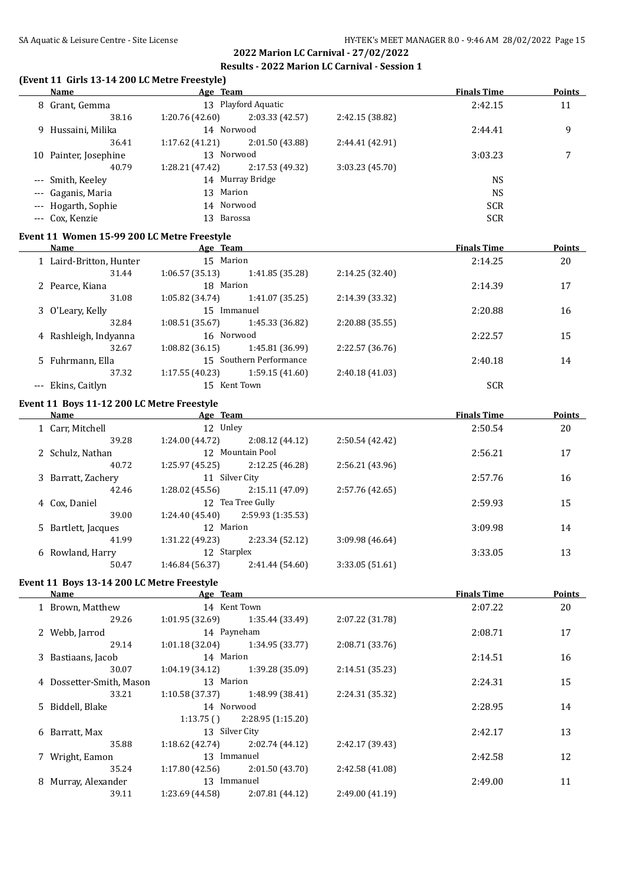## 2022 Marion LC Carnival - 27/02/2022

### Results - 2022 Marion LC Carnival - Session 1

#### (Event 11 Girls 13-14 200 LC Metre Freestyle)

| Name | Age | Team | Finals Time | Points |
|---|---|---|---|---|
| 8 Grant, Gemma | 13 | Playford Aquatic | 2:42.15 | 11 |
| 38.16 · 1:20.76 (42.60) · 2:03.33 (42.57) · 2:42.15 (38.82) | | | | |
| 9 Hussaini, Milika | 14 | Norwood | 2:44.41 | 9 |
| 36.41 · 1:17.62 (41.21) · 2:01.50 (43.88) · 2:44.41 (42.91) | | | | |
| 10 Painter, Josephine | 13 | Norwood | 3:03.23 | 7 |
| 40.79 · 1:28.21 (47.42) · 2:17.53 (49.32) · 3:03.23 (45.70) | | | | |
| --- Smith, Keeley | 14 | Murray Bridge | NS | |
| --- Gaganis, Maria | 13 | Marion | NS | |
| --- Hogarth, Sophie | 14 | Norwood | SCR | |
| --- Cox, Kenzie | 13 | Barossa | SCR | |

#### Event 11 Women 15-99 200 LC Metre Freestyle

| Name | Age | Team | Finals Time | Points |
|---|---|---|---|---|
| 1 Laird-Britton, Hunter | 15 | Marion | 2:14.25 | 20 |
| 31.44 · 1:06.57 (35.13) · 1:41.85 (35.28) · 2:14.25 (32.40) | | | | |
| 2 Pearce, Kiana | 18 | Marion | 2:14.39 | 17 |
| 31.08 · 1:05.82 (34.74) · 1:41.07 (35.25) · 2:14.39 (33.32) | | | | |
| 3 O'Leary, Kelly | 15 | Immanuel | 2:20.88 | 16 |
| 32.84 · 1:08.51 (35.67) · 1:45.33 (36.82) · 2:20.88 (35.55) | | | | |
| 4 Rashleigh, Indyanna | 16 | Norwood | 2:22.57 | 15 |
| 32.67 · 1:08.82 (36.15) · 1:45.81 (36.99) · 2:22.57 (36.76) | | | | |
| 5 Fuhrmann, Ella | 15 | Southern Performance | 2:40.18 | 14 |
| 37.32 · 1:17.55 (40.23) · 1:59.15 (41.60) · 2:40.18 (41.03) | | | | |
| --- Ekins, Caitlyn | 15 | Kent Town | SCR | |

#### Event 11 Boys 11-12 200 LC Metre Freestyle

| Name | Age | Team | Finals Time | Points |
|---|---|---|---|---|
| 1 Carr, Mitchell | 12 | Unley | 2:50.54 | 20 |
| 39.28 · 1:24.00 (44.72) · 2:08.12 (44.12) · 2:50.54 (42.42) | | | | |
| 2 Schulz, Nathan | 12 | Mountain Pool | 2:56.21 | 17 |
| 40.72 · 1:25.97 (45.25) · 2:12.25 (46.28) · 2:56.21 (43.96) | | | | |
| 3 Barratt, Zachery | 11 | Silver City | 2:57.76 | 16 |
| 42.46 · 1:28.02 (45.56) · 2:15.11 (47.09) · 2:57.76 (42.65) | | | | |
| 4 Cox, Daniel | 12 | Tea Tree Gully | 2:59.93 | 15 |
| 39.00 · 1:24.40 (45.40) · 2:59.93 (1:35.53) | | | | |
| 5 Bartlett, Jacques | 12 | Marion | 3:09.98 | 14 |
| 41.99 · 1:31.22 (49.23) · 2:23.34 (52.12) · 3:09.98 (46.64) | | | | |
| 6 Rowland, Harry | 12 | Starplex | 3:33.05 | 13 |
| 50.47 · 1:46.84 (56.37) · 2:41.44 (54.60) · 3:33.05 (51.61) | | | | |

#### Event 11 Boys 13-14 200 LC Metre Freestyle

| Name | Age | Team | Finals Time | Points |
|---|---|---|---|---|
| 1 Brown, Matthew | 14 | Kent Town | 2:07.22 | 20 |
| 29.26 · 1:01.95 (32.69) · 1:35.44 (33.49) · 2:07.22 (31.78) | | | | |
| 2 Webb, Jarrod | 14 | Payneham | 2:08.71 | 17 |
| 29.14 · 1:01.18 (32.04) · 1:34.95 (33.77) · 2:08.71 (33.76) | | | | |
| 3 Bastiaans, Jacob | 14 | Marion | 2:14.51 | 16 |
| 30.07 · 1:04.19 (34.12) · 1:39.28 (35.09) · 2:14.51 (35.23) | | | | |
| 4 Dossetter-Smith, Mason | 13 | Marion | 2:24.31 | 15 |
| 33.21 · 1:10.58 (37.37) · 1:48.99 (38.41) · 2:24.31 (35.32) | | | | |
| 5 Biddell, Blake | 14 | Norwood | 2:28.95 | 14 |
| 1:13.75 ( ) · 2:28.95 (1:15.20) | | | | |
| 6 Barratt, Max | 13 | Silver City | 2:42.17 | 13 |
| 35.88 · 1:18.62 (42.74) · 2:02.74 (44.12) · 2:42.17 (39.43) | | | | |
| 7 Wright, Eamon | 13 | Immanuel | 2:42.58 | 12 |
| 35.24 · 1:17.80 (42.56) · 2:01.50 (43.70) · 2:42.58 (41.08) | | | | |
| 8 Murray, Alexander | 13 | Immanuel | 2:49.00 | 11 |
| 39.11 · 1:23.69 (44.58) · 2:07.81 (44.12) · 2:49.00 (41.19) | | | | |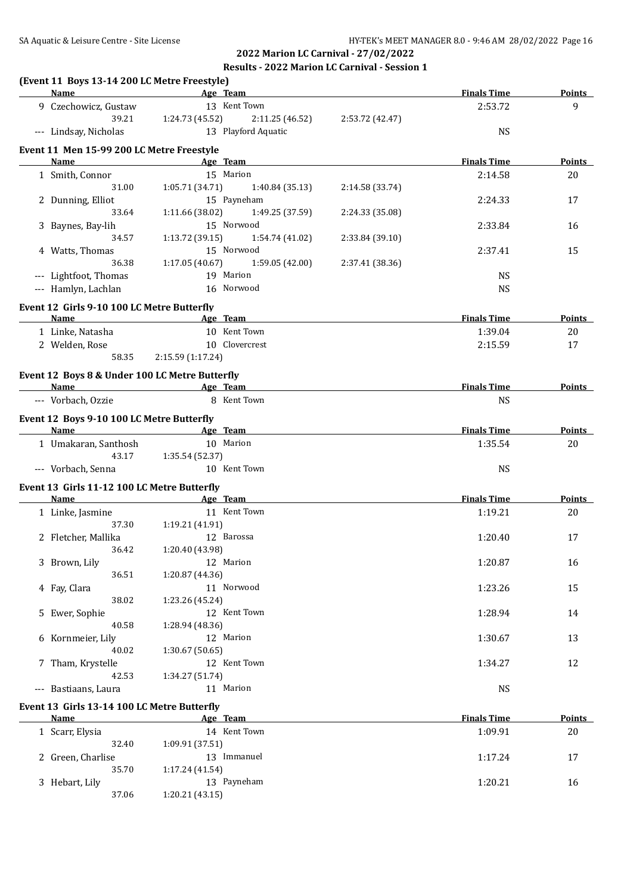**2022 Marion LC Carnival - 27/02/2022**

**Results - 2022 Marion LC Carnival - Session 1**

### (Event 11 Boys 13-14 200 LC Metre Freestyle)

| Name | Age | Team | Finals Time | Points |
|---|---|---|---|---|
| 9 Czechowicz, Gustaw | 13 | Kent Town | 2:53.72 | 9 |
| 39.21 / 1:24.73 (45.52) / 2:11.25 (46.52) / 2:53.72 (42.47) | | | | |
| --- Lindsay, Nicholas | 13 | Playford Aquatic | NS | |

### Event 11 Men 15-99 200 LC Metre Freestyle

| Name | Age | Team | Finals Time | Points |
|---|---|---|---|---|
| 1 Smith, Connor | 15 | Marion | 2:14.58 | 20 |
| 31.00 / 1:05.71 (34.71) / 1:40.84 (35.13) / 2:14.58 (33.74) | | | | |
| 2 Dunning, Elliot | 15 | Payneham | 2:24.33 | 17 |
| 33.64 / 1:11.66 (38.02) / 1:49.25 (37.59) / 2:24.33 (35.08) | | | | |
| 3 Baynes, Bay-lih | 15 | Norwood | 2:33.84 | 16 |
| 34.57 / 1:13.72 (39.15) / 1:54.74 (41.02) / 2:33.84 (39.10) | | | | |
| 4 Watts, Thomas | 15 | Norwood | 2:37.41 | 15 |
| 36.38 / 1:17.05 (40.67) / 1:59.05 (42.00) / 2:37.41 (38.36) | | | | |
| --- Lightfoot, Thomas | 19 | Marion | NS | |
| --- Hamlyn, Lachlan | 16 | Norwood | NS | |

### Event 12 Girls 9-10 100 LC Metre Butterfly

| Name | Age | Team | Finals Time | Points |
|---|---|---|---|---|
| 1 Linke, Natasha | 10 | Kent Town | 1:39.04 | 20 |
| 2 Welden, Rose | 10 | Clovercrest | 2:15.59 | 17 |
| 58.35 / 2:15.59 (1:17.24) | | | | |

### Event 12 Boys 8 & Under 100 LC Metre Butterfly

| Name | Age | Team | Finals Time | Points |
|---|---|---|---|---|
| --- Vorbach, Ozzie | 8 | Kent Town | NS | |

### Event 12 Boys 9-10 100 LC Metre Butterfly

| Name | Age | Team | Finals Time | Points |
|---|---|---|---|---|
| 1 Umakaran, Santhosh | 10 | Marion | 1:35.54 | 20 |
| 43.17 / 1:35.54 (52.37) | | | | |
| --- Vorbach, Senna | 10 | Kent Town | NS | |

### Event 13 Girls 11-12 100 LC Metre Butterfly

| Name | Age | Team | Finals Time | Points |
|---|---|---|---|---|
| 1 Linke, Jasmine | 11 | Kent Town | 1:19.21 | 20 |
| 37.30 / 1:19.21 (41.91) | | | | |
| 2 Fletcher, Mallika | 12 | Barossa | 1:20.40 | 17 |
| 36.42 / 1:20.40 (43.98) | | | | |
| 3 Brown, Lily | 12 | Marion | 1:20.87 | 16 |
| 36.51 / 1:20.87 (44.36) | | | | |
| 4 Fay, Clara | 11 | Norwood | 1:23.26 | 15 |
| 38.02 / 1:23.26 (45.24) | | | | |
| 5 Ewer, Sophie | 12 | Kent Town | 1:28.94 | 14 |
| 40.58 / 1:28.94 (48.36) | | | | |
| 6 Kornmeier, Lily | 12 | Marion | 1:30.67 | 13 |
| 40.02 / 1:30.67 (50.65) | | | | |
| 7 Tham, Krystelle | 12 | Kent Town | 1:34.27 | 12 |
| 42.53 / 1:34.27 (51.74) | | | | |
| --- Bastiaans, Laura | 11 | Marion | NS | |

### Event 13 Girls 13-14 100 LC Metre Butterfly

| Name | Age | Team | Finals Time | Points |
|---|---|---|---|---|
| 1 Scarr, Elysia | 14 | Kent Town | 1:09.91 | 20 |
| 32.40 / 1:09.91 (37.51) | | | | |
| 2 Green, Charlise | 13 | Immanuel | 1:17.24 | 17 |
| 35.70 / 1:17.24 (41.54) | | | | |
| 3 Hebart, Lily | 13 | Payneham | 1:20.21 | 16 |
| 37.06 / 1:20.21 (43.15) | | | | |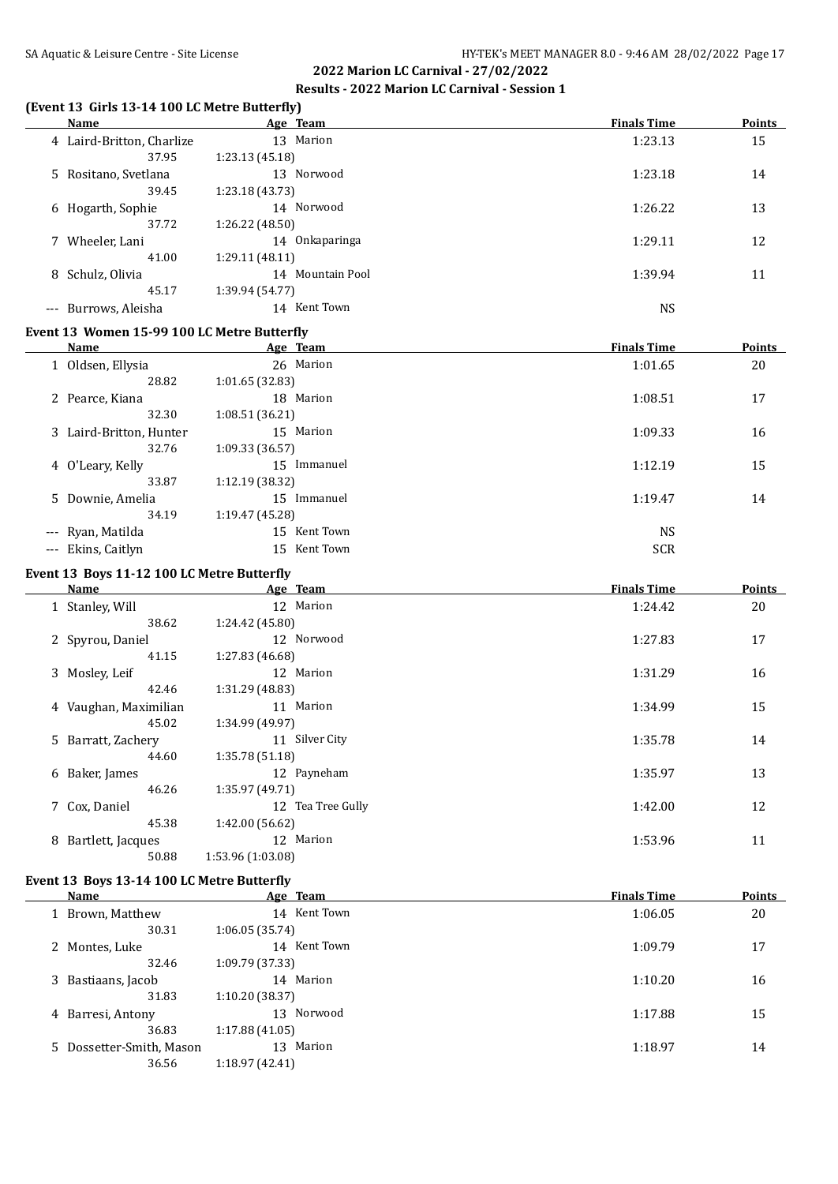## 2022 Marion LC Carnival - 27/02/2022

### Results - 2022 Marion LC Carnival - Session 1

### (Event 13 Girls 13-14 100 LC Metre Butterfly)

| | Name | Age | Team | Finals Time | Points |
|---|---|---|---|---|---|
| 4 | Laird-Britton, Charlize | 13 | Marion | 1:23.13 | 15 |
| | 37.95 | 1:23.13 (45.18) | | | |
| 5 | Rositano, Svetlana | 13 | Norwood | 1:23.18 | 14 |
| | 39.45 | 1:23.18 (43.73) | | | |
| 6 | Hogarth, Sophie | 14 | Norwood | 1:26.22 | 13 |
| | 37.72 | 1:26.22 (48.50) | | | |
| 7 | Wheeler, Lani | 14 | Onkaparinga | 1:29.11 | 12 |
| | 41.00 | 1:29.11 (48.11) | | | |
| 8 | Schulz, Olivia | 14 | Mountain Pool | 1:39.94 | 11 |
| | 45.17 | 1:39.94 (54.77) | | | |
| --- | Burrows, Aleisha | 14 | Kent Town | NS | |

### Event 13 Women 15-99 100 LC Metre Butterfly

| | Name | Age | Team | Finals Time | Points |
|---|---|---|---|---|---|
| 1 | Oldsen, Ellysia | 26 | Marion | 1:01.65 | 20 |
| | 28.82 | 1:01.65 (32.83) | | | |
| 2 | Pearce, Kiana | 18 | Marion | 1:08.51 | 17 |
| | 32.30 | 1:08.51 (36.21) | | | |
| 3 | Laird-Britton, Hunter | 15 | Marion | 1:09.33 | 16 |
| | 32.76 | 1:09.33 (36.57) | | | |
| 4 | O'Leary, Kelly | 15 | Immanuel | 1:12.19 | 15 |
| | 33.87 | 1:12.19 (38.32) | | | |
| 5 | Downie, Amelia | 15 | Immanuel | 1:19.47 | 14 |
| | 34.19 | 1:19.47 (45.28) | | | |
| --- | Ryan, Matilda | 15 | Kent Town | NS | |
| --- | Ekins, Caitlyn | 15 | Kent Town | SCR | |

### Event 13 Boys 11-12 100 LC Metre Butterfly

| | Name | Age | Team | Finals Time | Points |
|---|---|---|---|---|---|
| 1 | Stanley, Will | 12 | Marion | 1:24.42 | 20 |
| | 38.62 | 1:24.42 (45.80) | | | |
| 2 | Spyrou, Daniel | 12 | Norwood | 1:27.83 | 17 |
| | 41.15 | 1:27.83 (46.68) | | | |
| 3 | Mosley, Leif | 12 | Marion | 1:31.29 | 16 |
| | 42.46 | 1:31.29 (48.83) | | | |
| 4 | Vaughan, Maximilian | 11 | Marion | 1:34.99 | 15 |
| | 45.02 | 1:34.99 (49.97) | | | |
| 5 | Barratt, Zachery | 11 | Silver City | 1:35.78 | 14 |
| | 44.60 | 1:35.78 (51.18) | | | |
| 6 | Baker, James | 12 | Payneham | 1:35.97 | 13 |
| | 46.26 | 1:35.97 (49.71) | | | |
| 7 | Cox, Daniel | 12 | Tea Tree Gully | 1:42.00 | 12 |
| | 45.38 | 1:42.00 (56.62) | | | |
| 8 | Bartlett, Jacques | 12 | Marion | 1:53.96 | 11 |
| | 50.88 | 1:53.96 (1:03.08) | | | |

### Event 13 Boys 13-14 100 LC Metre Butterfly

| | Name | Age | Team | Finals Time | Points |
|---|---|---|---|---|---|
| 1 | Brown, Matthew | 14 | Kent Town | 1:06.05 | 20 |
| | 30.31 | 1:06.05 (35.74) | | | |
| 2 | Montes, Luke | 14 | Kent Town | 1:09.79 | 17 |
| | 32.46 | 1:09.79 (37.33) | | | |
| 3 | Bastiaans, Jacob | 14 | Marion | 1:10.20 | 16 |
| | 31.83 | 1:10.20 (38.37) | | | |
| 4 | Barresi, Antony | 13 | Norwood | 1:17.88 | 15 |
| | 36.83 | 1:17.88 (41.05) | | | |
| 5 | Dossetter-Smith, Mason | 13 | Marion | 1:18.97 | 14 |
| | 36.56 | 1:18.97 (42.41) | | | |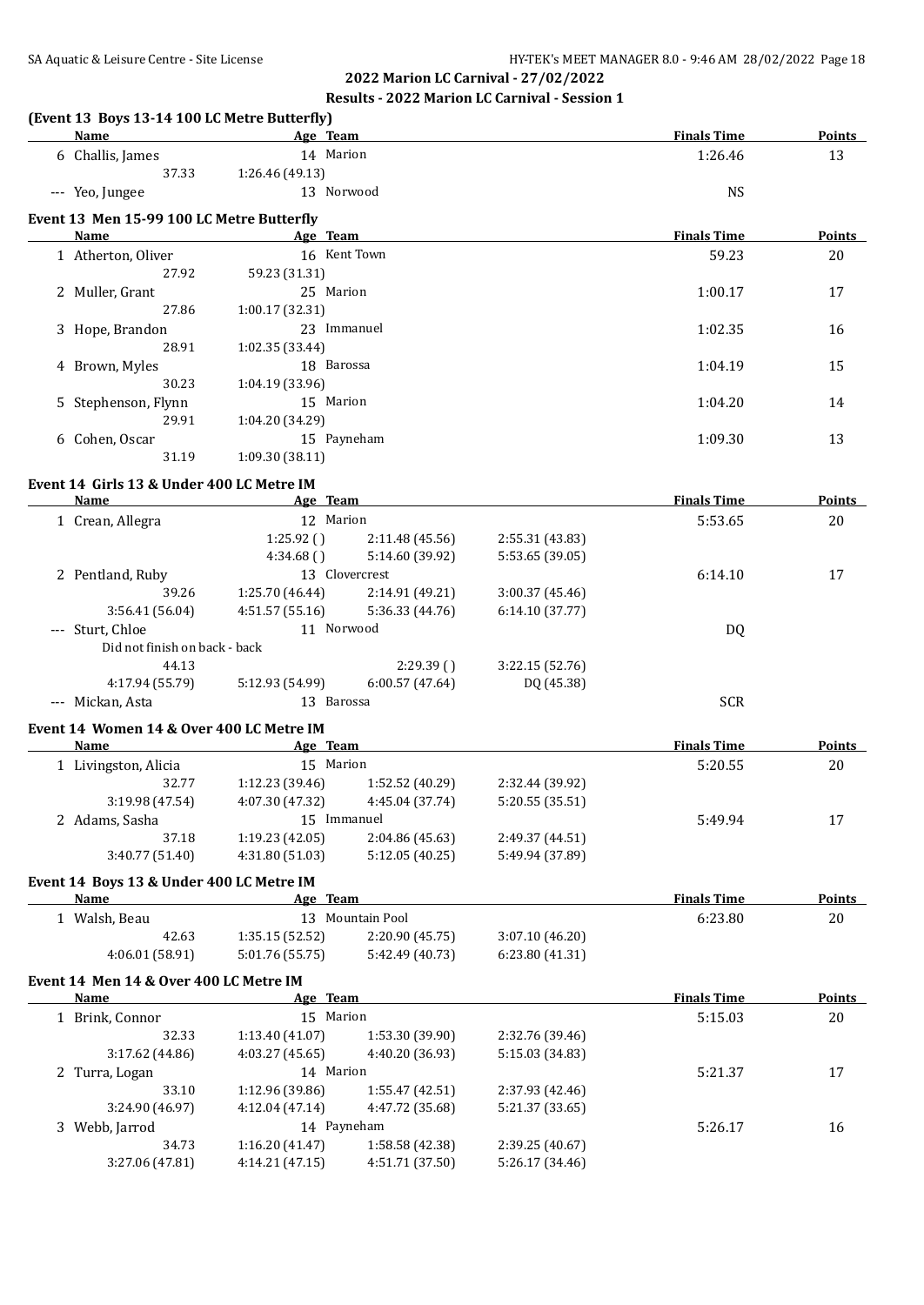## 2022 Marion LC Carnival - 27/02/2022

### Results - 2022 Marion LC Carnival - Session 1

#### (Event 13 Boys 13-14 100 LC Metre Butterfly)

| Name | Age | Team | | | Finals Time | Points |
|---|---|---|---|---|---|---|
| 6 Challis, James | 14 | Marion | | | 1:26.46 | 13 |
| 37.33 | 1:26.46 (49.13) | | | | | |
| --- Yeo, Jungee | 13 | Norwood | | | NS | |

#### Event 13 Men 15-99 100 LC Metre Butterfly

| Name | Age | Team | | | Finals Time | Points |
|---|---|---|---|---|---|---|
| 1 Atherton, Oliver | 16 | Kent Town | | | 59.23 | 20 |
| 27.92 | 59.23 (31.31) | | | | | |
| 2 Muller, Grant | 25 | Marion | | | 1:00.17 | 17 |
| 27.86 | 1:00.17 (32.31) | | | | | |
| 3 Hope, Brandon | 23 | Immanuel | | | 1:02.35 | 16 |
| 28.91 | 1:02.35 (33.44) | | | | | |
| 4 Brown, Myles | 18 | Barossa | | | 1:04.19 | 15 |
| 30.23 | 1:04.19 (33.96) | | | | | |
| 5 Stephenson, Flynn | 15 | Marion | | | 1:04.20 | 14 |
| 29.91 | 1:04.20 (34.29) | | | | | |
| 6 Cohen, Oscar | 15 | Payneham | | | 1:09.30 | 13 |
| 31.19 | 1:09.30 (38.11) | | | | | |

#### Event 14 Girls 13 & Under 400 LC Metre IM

| Name | Age | Team | | | Finals Time | Points |
|---|---|---|---|---|---|---|
| 1 Crean, Allegra | 12 | Marion | | | 5:53.65 | 20 |
| | 1:25.92 ( ) | 2:11.48 (45.56) | 2:55.31 (43.83) | | | |
| | 4:34.68 ( ) | 5:14.60 (39.92) | 5:53.65 (39.05) | | | |
| 2 Pentland, Ruby | 13 | Clovercrest | | | 6:14.10 | 17 |
| 39.26 | 1:25.70 (46.44) | 2:14.91 (49.21) | 3:00.37 (45.46) | | | |
| 3:56.41 (56.04) | 4:51.57 (55.16) | 5:36.33 (44.76) | 6:14.10 (37.77) | | | |
| --- Sturt, Chloe | 11 | Norwood | | | DQ | |
| Did not finish on back - back | | | | | | |
| 44.13 | | 2:29.39 ( ) | 3:22.15 (52.76) | | | |
| 4:17.94 (55.79) | 5:12.93 (54.99) | 6:00.57 (47.64) | DQ (45.38) | | | |
| --- Mickan, Asta | 13 | Barossa | | | SCR | |

#### Event 14 Women 14 & Over 400 LC Metre IM

| Name | Age | Team | | | Finals Time | Points |
|---|---|---|---|---|---|---|
| 1 Livingston, Alicia | 15 | Marion | | | 5:20.55 | 20 |
| 32.77 | 1:12.23 (39.46) | 1:52.52 (40.29) | 2:32.44 (39.92) | | | |
| 3:19.98 (47.54) | 4:07.30 (47.32) | 4:45.04 (37.74) | 5:20.55 (35.51) | | | |
| 2 Adams, Sasha | 15 | Immanuel | | | 5:49.94 | 17 |
| 37.18 | 1:19.23 (42.05) | 2:04.86 (45.63) | 2:49.37 (44.51) | | | |
| 3:40.77 (51.40) | 4:31.80 (51.03) | 5:12.05 (40.25) | 5:49.94 (37.89) | | | |

#### Event 14 Boys 13 & Under 400 LC Metre IM

| Name | Age | Team | | | Finals Time | Points |
|---|---|---|---|---|---|---|
| 1 Walsh, Beau | 13 | Mountain Pool | | | 6:23.80 | 20 |
| 42.63 | 1:35.15 (52.52) | 2:20.90 (45.75) | 3:07.10 (46.20) | | | |
| 4:06.01 (58.91) | 5:01.76 (55.75) | 5:42.49 (40.73) | 6:23.80 (41.31) | | | |

#### Event 14 Men 14 & Over 400 LC Metre IM

| Name | Age | Team | | | Finals Time | Points |
|---|---|---|---|---|---|---|
| 1 Brink, Connor | 15 | Marion | | | 5:15.03 | 20 |
| 32.33 | 1:13.40 (41.07) | 1:53.30 (39.90) | 2:32.76 (39.46) | | | |
| 3:17.62 (44.86) | 4:03.27 (45.65) | 4:40.20 (36.93) | 5:15.03 (34.83) | | | |
| 2 Turra, Logan | 14 | Marion | | | 5:21.37 | 17 |
| 33.10 | 1:12.96 (39.86) | 1:55.47 (42.51) | 2:37.93 (42.46) | | | |
| 3:24.90 (46.97) | 4:12.04 (47.14) | 4:47.72 (35.68) | 5:21.37 (33.65) | | | |
| 3 Webb, Jarrod | 14 | Payneham | | | 5:26.17 | 16 |
| 34.73 | 1:16.20 (41.47) | 1:58.58 (42.38) | 2:39.25 (40.67) | | | |
| 3:27.06 (47.81) | 4:14.21 (47.15) | 4:51.71 (37.50) | 5:26.17 (34.46) | | | |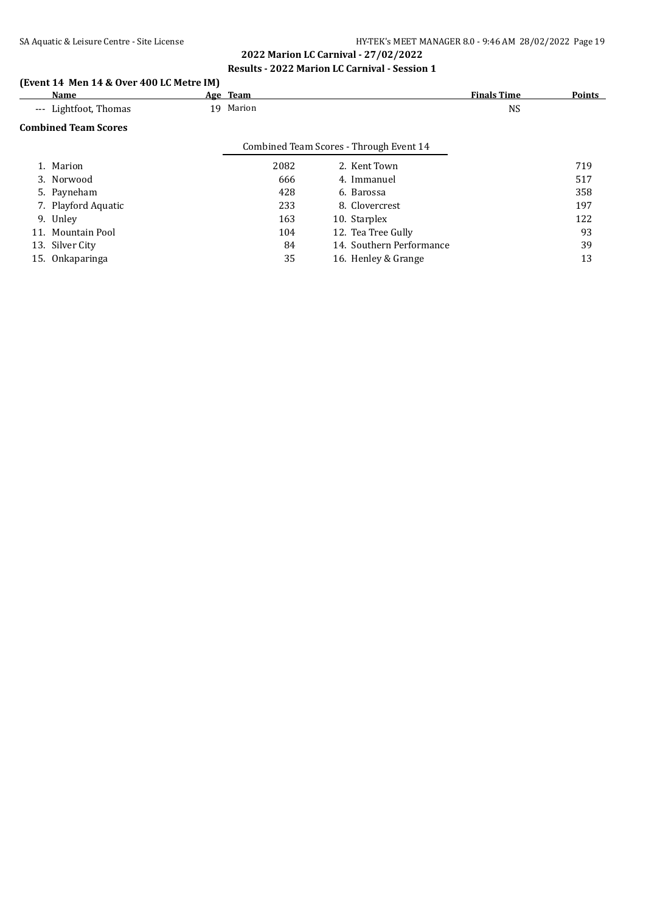**2022 Marion LC Carnival - 27/02/2022**

**Results - 2022 Marion LC Carnival - Session 1**

**(Event 14 Men 14 & Over 400 LC Metre IM)**

| Name | Age | Team | Finals Time | Points |
|---|---|---|---|---|
| --- Lightfoot, Thomas | 19 | Marion | NS | |

**Combined Team Scores**

Combined Team Scores - Through Event 14

| | | | | | |
|---|---|---|---|---|---|
| 1. | Marion | 2082 | 2. | Kent Town | 719 |
| 3. | Norwood | 666 | 4. | Immanuel | 517 |
| 5. | Payneham | 428 | 6. | Barossa | 358 |
| 7. | Playford Aquatic | 233 | 8. | Clovercrest | 197 |
| 9. | Unley | 163 | 10. | Starplex | 122 |
| 11. | Mountain Pool | 104 | 12. | Tea Tree Gully | 93 |
| 13. | Silver City | 84 | 14. | Southern Performance | 39 |
| 15. | Onkaparinga | 35 | 16. | Henley & Grange | 13 |